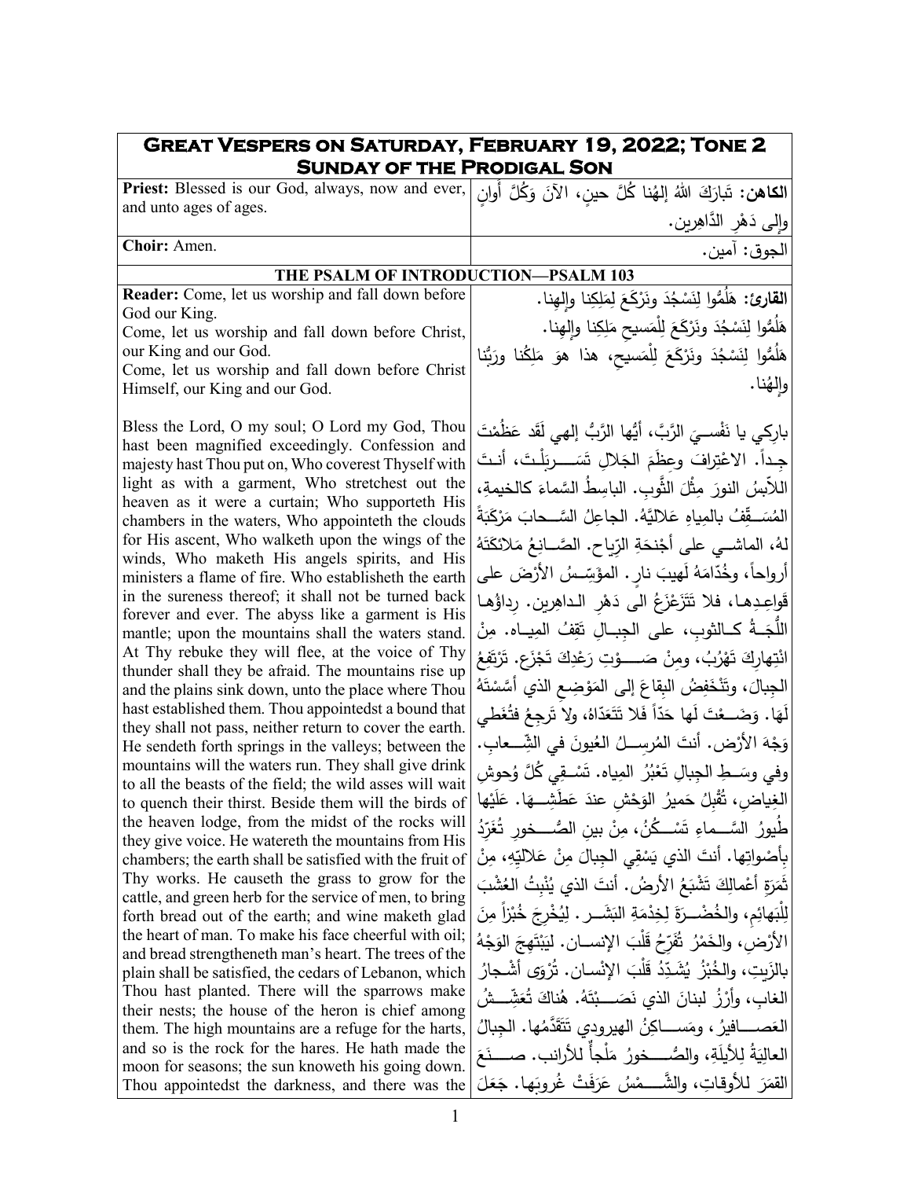# Great Vespers on Saturday, February 19, 2022; Tone 2
## Sunday of the Prodigal Son

| | |
|---|---|
| **Priest:** Blessed is our God, always, now and ever, and unto ages of ages. | **الكاهن:** تَبارَكَ اللهُ إلهُنا كُلَّ حينٍ، الآنَ وَكُلَّ أوانٍ وإلى دَهْرِ الدَّاهِرين. |
| **Choir:** Amen. | الجوق: آمين. |

### THE PSALM OF INTRODUCTION—PSALM 103

| | |
|---|---|
| **Reader:** Come, let us worship and fall down before God our King.<br>Come, let us worship and fall down before Christ, our King and our God.<br>Come, let us worship and fall down before Christ Himself, our King and our God.<br><br>Bless the Lord, O my soul; O Lord my God, Thou hast been magnified exceedingly. Confession and majesty hast Thou put on, Who coverest Thyself with light as with a garment, Who stretchest out the heaven as it were a curtain; Who supporteth His chambers in the waters, Who appointeth the clouds for His ascent, Who walketh upon the wings of the winds, Who maketh His angels spirits, and His ministers a flame of fire. Who establisheth the earth in the sureness thereof; it shall not be turned back forever and ever. The abyss like a garment is His mantle; upon the mountains shall the waters stand. At Thy rebuke they will flee, at the voice of Thy thunder shall they be afraid. The mountains rise up and the plains sink down, unto the place where Thou hast established them. Thou appointedst a bound that they shall not pass, neither return to cover the earth. He sendeth forth springs in the valleys; between the mountains will the waters run. They shall give drink to all the beasts of the field; the wild asses will wait to quench their thirst. Beside them will the birds of the heaven lodge, from the midst of the rocks will they give voice. He watereth the mountains from His chambers; the earth shall be satisfied with the fruit of Thy works. He causeth the grass to grow for the cattle, and green herb for the service of men, to bring forth bread out of the earth; and wine maketh glad the heart of man. To make his face cheerful with oil; and bread strengtheneth man's heart. The trees of the plain shall be satisfied, the cedars of Lebanon, which Thou hast planted. There will the sparrows make their nests; the house of the heron is chief among them. The high mountains are a refuge for the harts, and so is the rock for the hares. He hath made the moon for seasons; the sun knoweth his going down. Thou appointedst the darkness, and there was the | **القارئ:** هَلُمُّوا لِنَسْجُدَ ونَرْكَعَ لِمَلِكِنا وإلهِنا.<br>هَلُمُّوا لِنَسْجُدَ ونَرْكَعَ لِلْمَسيحِ مَلِكِنا وإلهِنا.<br>هَلُمُّوا لِنَسْجُدَ ونَرْكَعَ لِلْمَسيحِ، هذا هوَ مَلِكُنا ورَبُّنا وإلهُنا.<br><br>بارِكي يا نَفْسيَ الرَّبَّ، أيُّها الرَّبُّ إلهي لَقَد عَظُمْتَ جِداً. الاعْتِرافَ وعِظَمَ الجَلالِ تَسَربَلْتَ، أنتَ اللاّبِسُ النورَ مِثْلَ الثَّوبِ. الباسِطُ السَّماءَ كالخيمةِ، المُسَقِّفُ بالمِياهِ عَلاليَّهُ. الجاعِلُ السَّحابَ مَرْكَبَةً لهُ، الماشي على أجْنَحَةِ الرِّياح. الصَّانِعُ مَلائكَتَهُ أرواحاً، وخُدّامَهُ لَهيبَ نارٍ. المؤَسِّسُ الأرْضَ على قَواعِدِها، فلا تَتَزَعْزَعُ الى دَهْرِ الداهِرين. رِداؤُها اللُّجَةُ كالثوبِ، على الجِبالِ تَقِفُ المِياه. مِنْ انْتِهارِكَ تَهْرُبُ، ومِنْ صَوْتِ رَعْدِكَ تَجْزَع. تَرْتَفِعُ الجِبالَ، وتَنْخَفِضُ البِقاعَ إلى المَوْضِعِ الذي أسَّسْتَهُ لَهَا. وَضَعْتَ لَها حَدّاً فَلا تَتَعَدّاهُ، ولا تَرجِعُ فتُغَطي وَجْهَ الأرْض. أنتَ المُرسِلُ العُيونَ في الشِّعابِ. وفي وسَطِ الجِبالِ تَعْبُرُ المِياه. تَسْقِي كُلَّ وُحوشِ الغِياضِ، تُقْبِلُ حَميرُ الوَحْشِ عندَ عَطَشِهَا. عَلَيْها طُيورُ السَّماءِ تَسْكُنُ، مِنْ بينِ الصُّخورِ تُغَرِّدُ بِأَصْواتِها. أنتَ الذي يَسْقِي الجِبالَ مِنْ عَلاليّهِ، مِنْ ثَمَرَةِ أعْمالِكَ تَشْبَعُ الأرضُ. أنتَ الذي يُنْبِتُ العُشْبَ لِلْبَهائِمِ، والخُضْرَةَ لِخِدْمَةِ البَشَر. لِيُخْرِجَ خُبْزاً مِنَ الأرْضِ، والخَمْرُ تُفَرِّحُ قَلْبَ الإنسان. لِيَبْتَهِجَ الوَجْهُ بالزَيتِ، والخُبْزُ يُشَدِّدُ قَلْبَ الإنْسان. تُرْوَى أشْجارُ الغابِ، وأرْزُ لبنانَ الذي نَصَبْتَهُ. هُناكَ تُعَشِّشُ العَصافيرُ، ومَساكِنُ الهيرودي تَتَقَدَّمُها. الجِبالُ العالِيَةُ لِلأيلَةِ، والصُّخورُ مَلْجأٌ للأرانب. صَنَعَ القمَرَ للأوقاتِ، والشَّمْسُ عَرَفَتْ غُروبَها. جَعَلَ |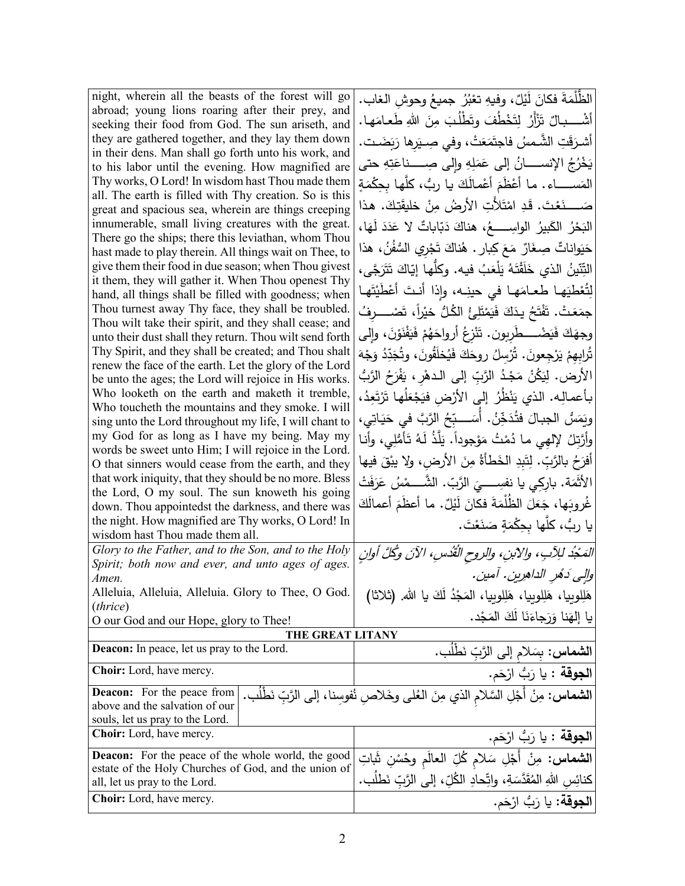| | |
|---|---|
| night, wherein all the beasts of the forest will go abroad; young lions roaring after their prey, and seeking their food from God. The sun ariseth, and they are gathered together, and they lay them down in their dens. Man shall go forth unto his work, and to his labor until the evening. How magnified are Thy works, O Lord! In wisdom hast Thou made them all. The earth is filled with Thy creation. So is this great and spacious sea, wherein are things creeping innumerable, small living creatures with the great. There go the ships; there this leviathan, whom Thou hast made to play therein. All things wait on Thee, to give them their food in due season; when Thou givest it them, they will gather it. When Thou openest Thy hand, all things shall be filled with goodness; when Thou turnest away Thy face, they shall be troubled. Thou wilt take their spirit, and they shall cease; and unto their dust shall they return. Thou wilt send forth Thy Spirit, and they shall be created; and Thou shalt renew the face of the earth. Let the glory of the Lord be unto the ages; the Lord will rejoice in His works. Who looketh on the earth and maketh it tremble, Who toucheth the mountains and they smoke. I will sing unto the Lord throughout my life, I will chant to my God for as long as I have my being. May my words be sweet unto Him; I will rejoice in the Lord. O that sinners would cease from the earth, and they that work iniquity, that they should be no more. Bless the Lord, O my soul. The sun knoweth his going down. Thou appointedst the darkness, and there was the night. How magnified are Thy works, O Lord! In wisdom hast Thou made them all. | الظُّلْمَةَ فكانَ لَيْلٌ، وفيهِ تعْبُرُ جميعُ وحوشِ الغاب. أشْـــبالٌ تَزْأَرُ لِتَخْطُفَ وتَطْلُبَ مِنَ اللهِ طَعامَها. أشـرَقَتِ الشَّـمسُ فاجتَمَعَتْ، وفي صِـيَرِها رَبَضَـت. يَخْرُجُ الإنســـانُ إلى عَمَلِهِ وإلى صِـــناعَتِهِ حتى المَســـاء. ما أَعْظَمَ أعْمالَكَ يا ربُّ، كلَّها بِحِكْمَةٍ صَـــنَعْتَ. قَدِ امْتَلأَتِ الأرضُ مِنْ خليقَتِكَ. هذا البَحْرُ الكَبيرُ الواسِـــعُ، هناكَ دَبّاباتٌ لا عَدَدَ لَهَا، حَيَواناتٌ صِغَارٌ مَعَ كِبار. هُناكَ تَجْرِي السُّفُنُ، هذا التِّنّينُ الذي خَلَقْتَهُ يَلْعَبُ فيه. وكلُّها إيّاكَ تَتَرَجَّى، لِتُعْطِيَها طعـامَها في حينِه، وإذا أنـتَ أعْطَيْتَها جمَعَتْ. تَفْتَحُ يدَكَ فَيَمْتَلِئُ الكُلُّ خيْراً، تَصْـــرِفُ وجهَكَ فَيَضْـــطَرِبون. تَنْزِعُ أرواحَهُمْ فَيَفْنَوْنَ، وإلى تُرابِهِمْ يَرْجِعونَ. تُرْسِلُ روحَكَ فَيُخلَقُونَ، وتُجَدِّدُ وَجْهَ الأرض. لِيَكُنْ مَجْدُ الرَّبِ إلى الـدهْرِ، يَفْرَحُ الرَّبُّ بأعمالِه. الذي يَنْظُرُ إلى الأرْضِ فيَجْعَلُها تَرْتَعِدُ، ويَمَسُّ الجبالَ فتُدَخِّنُ. أُسَـــبِّحُ الرَّبَّ في حَيَاتِي، وأرَتِلُ لإلهِي ما دُمْتُ مَوْجوداً. يَلَذُّ لَهُ تَأمُّلِي، وأنا أفرَحُ بالرَّبّ. لِتَبِدِ الخَطأةُ مِنَ الأرضِ، ولا يبْقَ فيها الأثَمة. باركِي يا نفسِـــيَ الرَّبّ. الشَّـــمْسُ عَرَفَتْ غُروبَها، جَعَلَ الظُلْمَةَ فكانَ لَيْلٌ. ما أعظَمَ أعمالَكَ يا ربُّ، كلَّها بِحِكْمَةٍ صَنَعْتَ. |
| *Glory to the Father, and to the Son, and to the Holy Spirit; both now and ever, and unto ages of ages. Amen.*<br>Alleluia, Alleluia, Alleluia. Glory to Thee, O God. (*thrice*)<br>O our God and our Hope, glory to Thee! | *المَجْدُ للآبِ، والابنِ، والروحِ القُدُسِ، الآنَ وكُلَّ أوانٍ وإلى دَهْرِ الداهرين. آمين.*<br>هَلِلويا، هَلِلويا، هَلِلويا، المَجْدُ لَكَ يا الله. (ثلاثا)<br>يا إلهَنا وَرَجاءَنَا لَكَ المَجْد. |
| **THE GREAT LITANY** | |
| **Deacon:** In peace, let us pray to the Lord. | **الشماس:** بِسَلامٍ إلى الرَّبِّ نَطْلُب. |
| **Choir:** Lord, have mercy. | **الجوقة** : يا رَبُّ ارْحَم. |
| **Deacon:** For the peace from above and the salvation of our souls, let us pray to the Lord. | **الشماس:** مِنْ أَجْلِ السَّلامِ الذي مِنَ العُلى وخَلاصِ نُفوسِنا، إلى الرَّبِّ نَطْلُب. |
| **Choir:** Lord, have mercy. | **الجوقة** : يا رَبُّ ارْحَم. |
| **Deacon:** For the peace of the whole world, the good estate of the Holy Churches of God, and the union of all, let us pray to the Lord. | **الشماس:** مِنْ أَجْلِ سَلامِ كُلِّ العالَمِ وحُسْنِ ثَباتِ كنائِسِ اللهِ المُقَدَّسَةِ، واتِّحادِ الكُلِّ، إلى الرَّبِّ نَطْلُب. |
| **Choir:** Lord, have mercy. | **الجوقة:** يا رَبُّ ارْحَم. |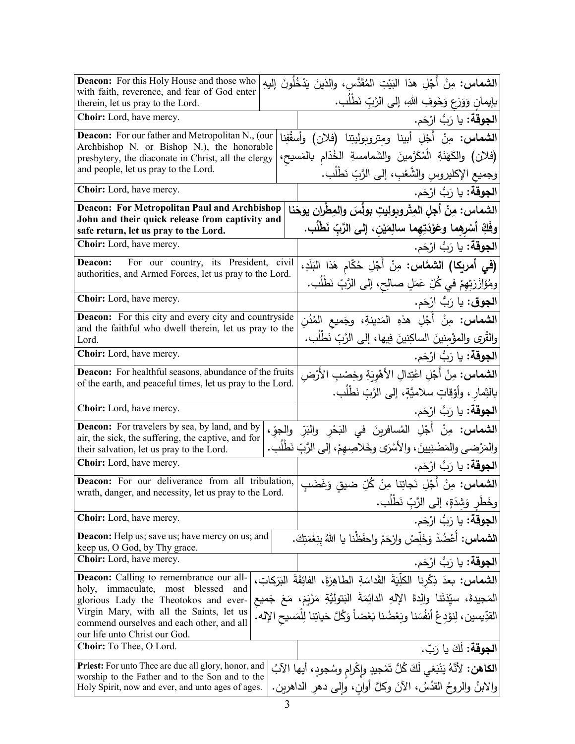| English | Arabic |
|---|---|
| **Deacon:** For this Holy House and those who with faith, reverence, and fear of God enter therein, let us pray to the Lord. | **الشماس:** مِنْ أَجْلِ هذا البَيْتِ المُقَدَّسِ، والذينَ يَدْخُلُونَ إليهِ بإيمانٍ وَوَرَعٍ وَخَوفِ اللهِ، إلى الرَّبِّ نَطْلُب. |
| **Choir:** Lord, have mercy. | **الجوقة:** يا رَبُّ ارْحَم. |
| **Deacon:** For our father and Metropolitan N., (our Archbishop N. or Bishop N.), the honorable presbytery, the diaconate in Christ, all the clergy and people, let us pray to the Lord. | **الشماس:** مِنْ أَجْلِ أبينا ومتروبوليتِنا (فلان) وأسقُفِنا (فلان) والكَهَنَةِ الْمُكَرَّمينَ والشَمامسةِ الخُدّامِ بالمَسيحِ، وجميعِ الإكليروسِ والشَّعْبِ، إلى الرَّبِّ نَطْلُب. |
| **Choir:** Lord, have mercy. | **الجوقة:** يا رَبُّ ارْحَم. |
| **Deacon: For Metropolitan Paul and Archbishop John and their quick release from captivity and safe return, let us pray to the Lord.** | **الشماس: مِنْ أجلِ المِتْروبوليتِ بولُسَ والمطْرانِ يوحَنا وفَكِّ أسْرِهِما وعَوْدَتِهِما سالِمَيْنِ، إلى الرَّبِّ نَطْلُب.** |
| **Choir:** Lord, have mercy. | **الجوقة:** يا رَبُّ ارْحَم. |
| **Deacon:** For our country, its President, civil authorities, and Armed Forces, let us pray to the Lord. | **(في أمريكا) الشمَّاس:** مِنْ أَجْلِ حُكّامِ هَذا البَلَدِ، ومُؤَازَرَتِهِمْ في كُلِّ عَمَلٍ صالِحٍ، إلى الرَّبِّ نَطْلُب. |
| **Choir:** Lord, have mercy. | **الجوق:** يا رَبُّ ارْحَم. |
| **Deacon:** For this city and every city and countryside and the faithful who dwell therein, let us pray to the Lord. | **الشماس:** مِنْ أَجْلِ هذهِ المَدينةِ، وجَميعِ المُدُنِ والقُرى والمؤْمِنينَ الساكِنينَ فِيها، إلى الرَّبِّ نَطْلُب. |
| **Choir:** Lord, have mercy. | **الجوقة:** يا رَبُّ ارْحَم. |
| **Deacon:** For healthful seasons, abundance of the fruits of the earth, and peaceful times, let us pray to the Lord. | **الشماس:** مِنْ أَجْلِ اعْتِدالِ الأهْوِيَةِ وخِصْبِ الأَرْضِ بالثِمارِ، وأَوْقاتٍ سلاميَّةٍ، إلى الرَّبِّ نَطْلُب. |
| **Choir:** Lord, have mercy. | **الجوقة:** يا رَبُّ ارْحَم. |
| **Deacon:** For travelers by sea, by land, and by air, the sick, the suffering, the captive, and for their salvation, let us pray to the Lord. | **الشماس:** مِنْ أَجْلِ المُسافرينَ في البَحْرِ والبَرِّ والجوِّ، والمَرْضى والمَضْنِيينَ، والأَسْرَى وخَلاصِهِمْ، إلى الرَّبِّ نَطْلُب. |
| **Choir:** Lord, have mercy. | **الجوقة:** يا رَبُّ ارْحَم. |
| **Deacon:** For our deliverance from all tribulation, wrath, danger, and necessity, let us pray to the Lord. | **الشماس:** مِنْ أَجْلِ نَجاتِنا مِنْ كُلِّ ضيقٍ وَغَضَبٍ وخَطَرٍ وَشِدَةٍ، إلى الرَّبِّ نَطْلُب. |
| **Choir:** Lord, have mercy. | **الجوقة:** يا رَبُّ ارْحَم. |
| **Deacon:** Help us; save us; have mercy on us; and keep us, O God, by Thy grace. | **الشماس:** أَعْضُدْ وَخَلِّصْ وارْحَمْ واحفَظْنا يا اللهُ بِنِعْمَتِكَ. |
| **Choir:** Lord, have mercy. | **الجوقة:** يا رَبُّ ارْحَم. |
| **Deacon:** Calling to remembrance our all-holy, immaculate, most blessed and glorious Lady the Theotokos and ever-Virgin Mary, with all the Saints, let us commend ourselves and each other, and all our life unto Christ our God. | **الشماس:** بعدَ ذِكْرِنا الكلّيَةَ القَداسَةِ الطاهِرَةَ، الفائِقَةَ البَرَكاتِ، المَجيدةَ، سيّدَتَنا والِدةَ الإلهِ الدائِمَةَ البَتوليَّةِ مَرْيَمَ، مَعَ جَميعِ القدّيسين، لِنوْدِعْ أنفُسَنا وبَعْضُنا بَعْضاً وَكُلَّ حَياتِنا لِلْمَسيحِ الإله. |
| **Choir:** To Thee, O Lord. | **الجوقة:** لَكَ يا رَبّ. |
| **Priest:** For unto Thee are due all glory, honor, and worship to the Father and to the Son and to the Holy Spirit, now and ever, and unto ages of ages. | **الكاهن:** لأَنَّهُ يَنْبَغي لَكَ كُلُّ تَمْجيدٍ وإِكْرامٍ وسُجودٍ، أيها الآبُ والابنُ والروحُ القدُسُ، الآنَ وكلَّ أوانٍ، وإلى دهرِ الداهرين. |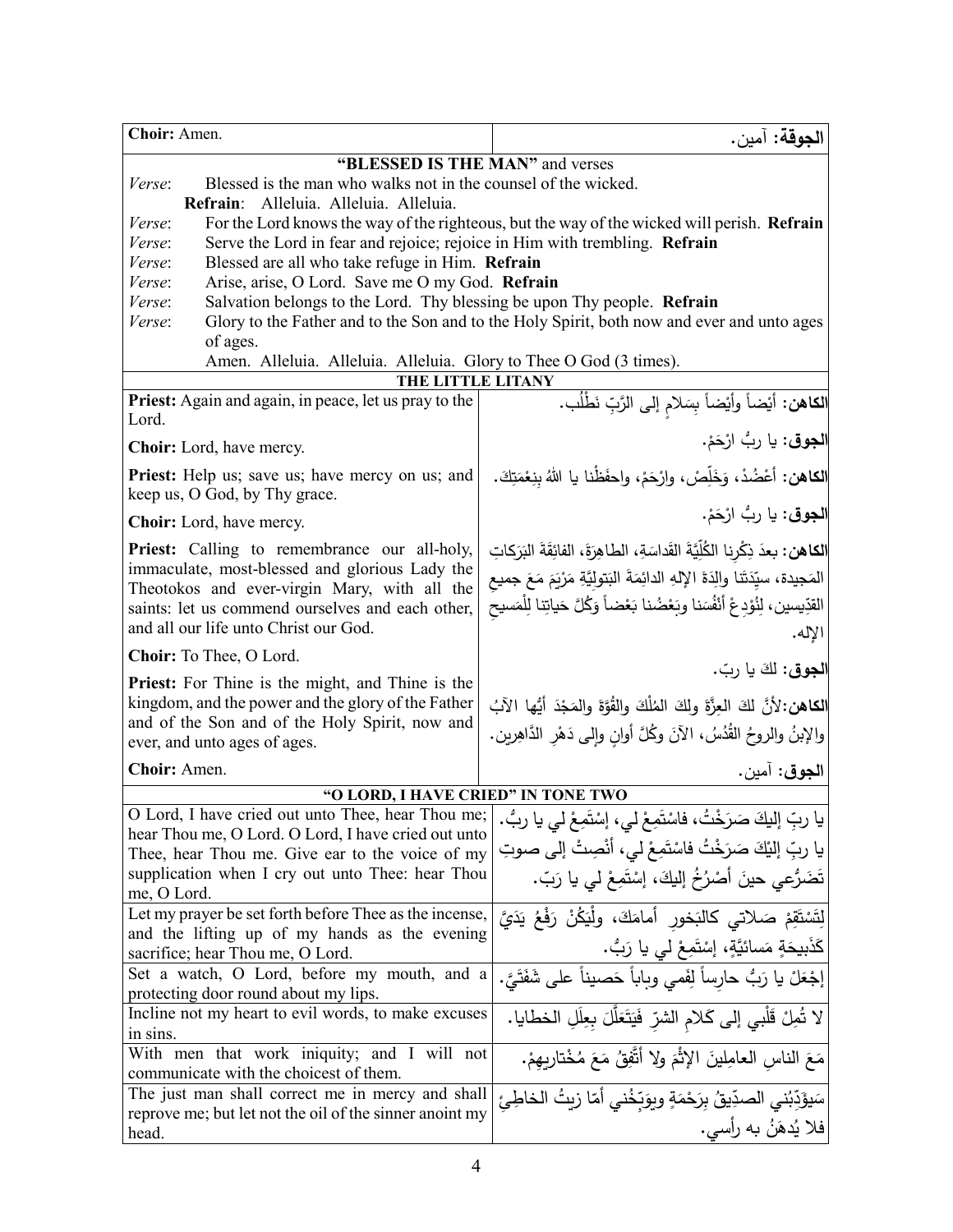| **Choir:** Amen. | **الجوقة:** آمين. |
|---|---|

**"BLESSED IS THE MAN"** and verses

*Verse*: Blessed is the man who walks not in the counsel of the wicked.
**Refrain**: Alleluia. Alleluia. Alleluia.
*Verse*: For the Lord knows the way of the righteous, but the way of the wicked will perish. **Refrain**
*Verse*: Serve the Lord in fear and rejoice; rejoice in Him with trembling. **Refrain**
*Verse*: Blessed are all who take refuge in Him. **Refrain**
*Verse*: Arise, arise, O Lord. Save me O my God. **Refrain**
*Verse*: Salvation belongs to the Lord. Thy blessing be upon Thy people. **Refrain**
*Verse*: Glory to the Father and to the Son and to the Holy Spirit, both now and ever and unto ages of ages.
Amen. Alleluia. Alleluia. Alleluia. Glory to Thee O God (3 times).

**THE LITTLE LITANY**

| | |
|---|---|
| **Priest:** Again and again, in peace, let us pray to the Lord. | **الكاهن:** أيْضاً وأيْضاً بِسَلامٍ إلى الرَّبِّ نَطْلُب. |
| **Choir:** Lord, have mercy. | **الجوق:** يا ربُّ ارْحَمْ. |
| **Priest:** Help us; save us; have mercy on us; and keep us, O God, by Thy grace. | **الكاهن:** أعْضُدْ، وَخَلِّصْ، وارْحَمْ، واحفَظْنا يا اللهُ بِنِعْمَتِكَ. |
| **Choir:** Lord, have mercy. | **الجوق:** يا ربُّ ارْحَمْ. |
| **Priest:** Calling to remembrance our all-holy, immaculate, most-blessed and glorious Lady the Theotokos and ever-virgin Mary, with all the saints: let us commend ourselves and each other, and all our life unto Christ our God. | **الكاهن:** بعدَ ذِكْرِنا الكُلِّيَّةَ القَداسَةِ، الطاهِرَةَ، الفائِقَةَ البَرَكاتِ المَجيدة، سيِّدَتَنا والِدَةَ الإلهِ الدائِمَةَ البَتولِيَّةِ مَرْيَمَ مَعَ جميعِ القدِّيسين، لِنُوْدِعْ أنْفُسَنا وبَعْضُنا بَعْضاً وَكُلَّ حَياتِنا لِلْمَسيحِ الإله. |
| **Choir:** To Thee, O Lord. | **الجوق:** لكَ يا ربّ. |
| **Priest:** For Thine is the might, and Thine is the kingdom, and the power and the glory of the Father and of the Son and of the Holy Spirit, now and ever, and unto ages of ages. | **الكاهن:** لأنَّ لكَ العِزَّةَ ولكَ المُلْكَ والقُوَّةَ والمَجْدَ أيُّها الآبُ والإبنُ والروحُ القُدُسُ، الآنَ وكُلَّ أوانٍ وإلى دَهْرِ الدَّاهِرين. |
| **Choir:** Amen. | **الجوق:** آمين. |

**"O LORD, I HAVE CRIED" IN TONE TWO**

| | |
|---|---|
| O Lord, I have cried out unto Thee, hear Thou me; hear Thou me, O Lord. O Lord, I have cried out unto Thee, hear Thou me. Give ear to the voice of my supplication when I cry out unto Thee: hear Thou me, O Lord. | يا ربِّ إليكَ صَرَخْتُ، فاسْتَمِعْ لي، إسْتَمِعْ لي يا ربُّ. يا ربِّ إليْكَ صَرَخْتُ فاسْتَمِعْ لي، أنْصِتْ إلى صوتِ تَضَرُّعي حينَ أصْرُخُ إليكَ، إسْتَمِعْ لي يا رَبّ. |
| Let my prayer be set forth before Thee as the incense, and the lifting up of my hands as the evening sacrifice; hear Thou me, O Lord. | لِتَسْتَقِمْ صَلاتي كالبَخورِ أمامَكَ، ولْيَكُنْ رَفْعُ يَدَيَّ كَذَبيحَةٍ مَسائيَّةٍ، إسْتَمِعْ لي يا رَبُّ. |
| Set a watch, O Lord, before my mouth, and a protecting door round about my lips. | إجْعَلْ يا رَبُّ حارِساً لِفَمي وباباً حَصيناً على شَفَتَيَّ. |
| Incline not my heart to evil words, to make excuses in sins. | لا تُمِلْ قَلْبي إلى كَلامِ الشرِّ فَيَتَعَلَّلَ بِعِلَلِ الخطايا. |
| With men that work iniquity; and I will not communicate with the choicest of them. | مَعَ الناسِ العامِلِينَ الإثْمَ ولا أتَّفِقُ مَعَ مُخْتارِيهِمْ. |
| The just man shall correct me in mercy and shall reprove me; but let not the oil of the sinner anoint my head. | سَيؤَدِّبُني الصدِّيقُ بِرَحْمَةٍ ويوَبِّخُني أمّا زيتُ الخاطِئِ فلا يُدهَنُ به رأسي. |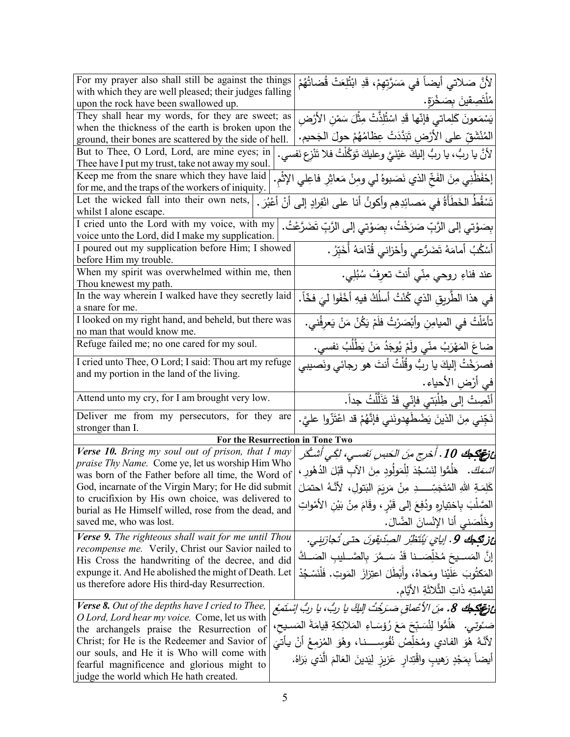| | |
|---|---|
| For my prayer also shall still be against the things with which they are well pleased; their judges falling upon the rock have been swallowed up. | لأنَّ صَلاتي أيضاً في مَسَرَّتِهِمْ، قَدِ ابْتُلِعَتْ قُضاتُهُمْ مُلْتَصِقينَ بِصَخْرَةٍ. |
| They shall hear my words, for they are sweet; as when the thickness of the earth is broken upon the ground, their bones are scattered by the side of hell. | يَسْمَعونَ كَلِماتي فإنّها قَدِ اسْتُلِذَّتْ مِثْلَ سَمْنِ الأرْضِ المُنْشَقِّ على الأرْضِ تَبَدَّدَتْ عِظامُهُمْ حولَ الجَحيم. |
| But to Thee, O Lord, Lord, are mine eyes; in Thee have I put my trust, take not away my soul. | لأنَّ يا ربُّ، يا ربُّ إليكَ عَيْنَيَّ وعليكَ تَوَكَّلْتُ فلا تَنْزِع نفسي. |
| Keep me from the snare which they have laid for me, and the traps of the workers of iniquity. | إحْفَظْني مِنَ الفَخِّ الذي نَصَبوهُ لي ومِنْ مَعاثِرِ فاعِلِي الإثْمِ. |
| Let the wicked fall into their own nets, whilst I alone escape. | تَسْقُطُ الخَطَأَةُ في مَصائِدِهِم وأكونُ أنا على انْفِرادٍ إلى أنْ أعْبُرَ. |
| I cried unto the Lord with my voice, with my voice unto the Lord, did I make my supplication. | بِصَوْتي إلى الرَّبِّ صَرَخْتُ، بِصَوْتي إلى الرَّبِّ تَضَرَّعْتُ. |
| I poured out my supplication before Him; I showed before Him my trouble. | أسْكُبُ أمامَهُ تَضَرُّعي وأحْزاني قُدّامَهُ أُخَبِّرُ. |
| When my spirit was overwhelmed within me, then Thou knewest my path. | عند فناءِ روحي مِنّي أنتَ تعرِفُ سُبُلِي. |
| In the way wherein I walked have they secretly laid a snare for me. | في هذا الطَّريقِ الذي كُنْتُ أسلُكُ فيهِ أخْفَوا ليَ فخّاً. |
| I looked on my right hand, and beheld, but there was no man that would know me. | تأمَّلْتُ في الميامِنِ وأبْصَرْتُ فلَمْ يَكُنْ مَنْ يَعرِفُني. |
| Refuge failed me; no one cared for my soul. | ضاعَ المَهْرَبُ منّي ولَمْ يُوجَدُ مَنْ يَطْلُبُ نفسي. |
| I cried unto Thee, O Lord; I said: Thou art my refuge and my portion in the land of the living. | فصرَخْتُ إليكَ يا ربُّ وقُلْتُ أنتَ هو رجائي ونَصيبي في أرْضِ الأحياء. |
| Attend unto my cry, for I am brought very low. | أنْصِتْ إلى طِلْبَتي فإنّي قَدْ تَذَلَّلْتُ جداً. |
| Deliver me from my persecutors, for they are stronger than I. | نَجِّني مِنَ الذينَ يَضْطَهِدونَني فإنَّهُمْ قد اعْتَزّوا عليَّ. |
| **For the Resurrection in Tone Two** | |
| ***Verse 10.*** *Bring my soul out of prison, that I may praise Thy Name.* Come ye, let us worship Him Who was born of the Father before all time, the Word of God, incarnate of the Virgin Mary; for He did submit to crucifixion by His own choice, was delivered to burial as He Himself willed, rose from the dead, and saved me, who was lost. | ***عزيكجك 10.*** *أخرج مِنَ الحَبسِ نَفسي، لكَي أشكُرَ اسْمَكَ.* هَلُمُّوا لِنَسْجُدَ لِلْمَولُودِ مِنَ الآبِ قَبْلَ الدُهُورِ، كَلِمَةِ اللهِ المُتَجَسِّدِ مِنْ مَريَمَ البَتولِ، لأنَّهُ احتمَلَ الصَّلْبَ بِاختِيارِهِ ودُفِعَ إلى قَبْرٍ، وقامَ مِنْ بَيْنِ الأمْواتِ وخَلَّصَني أنا الإنْسانَ الضَّالَ. |
| ***Verse 9.*** *The righteous shall wait for me until Thou recompense me.* Verily, Christ our Savior nailed to His Cross the handwriting of the decree, and did expunge it. And He abolished the might of Death. Let us therefore adore His third-day Resurrection. | ***عزيكجك 9.*** *إيايَ يَنْتَظِرُ الصدّيقونَ حتى تُجازيَني.* إنَّ المَسيحَ مُخَلِّصَنا قَدْ سَمَّرَ بِالصَّليبِ الصَّكَّ المَكتُوبَ عَلَيْنا ومَحاهُ، وأبْطَلَ اعتِزازَ المَوتِ. فَلْنَسْجُدْ لقيامتِهِ ذاتِ الثَّلاثةِ الأيَّام. |
| ***Verse 8.*** *Out of the depths have I cried to Thee, O Lord, Lord hear my voice.* Come, let us with the archangels praise the Resurrection of Christ; for He is the Redeemer and Savior of our souls, and He it is Who will come with fearful magnificence and glorious might to judge the world which He hath created. | ***عزيكجك 8.*** *مِنَ الأعماقِ صَرَخْتُ إليكَ يا ربُّ، يا ربُّ إستَمِعْ صَوْتي.* هَلُمُّوا لِنُسَبِّحَ مَعَ رُؤَساءِ المَلائِكةِ قِيامَةَ المَسيحِ، لأنَّهُ هُوَ الفادي ومُخَلِّصُ نُفُوسِنا، وهُوَ المُزمِعُ أنْ يأتيَ أيضاً بِمَجْدٍ رَهيبٍ واقْتِدارٍ عَزيزٍ لِيَدينَ العالَمَ الَّذي بَرَاهُ. |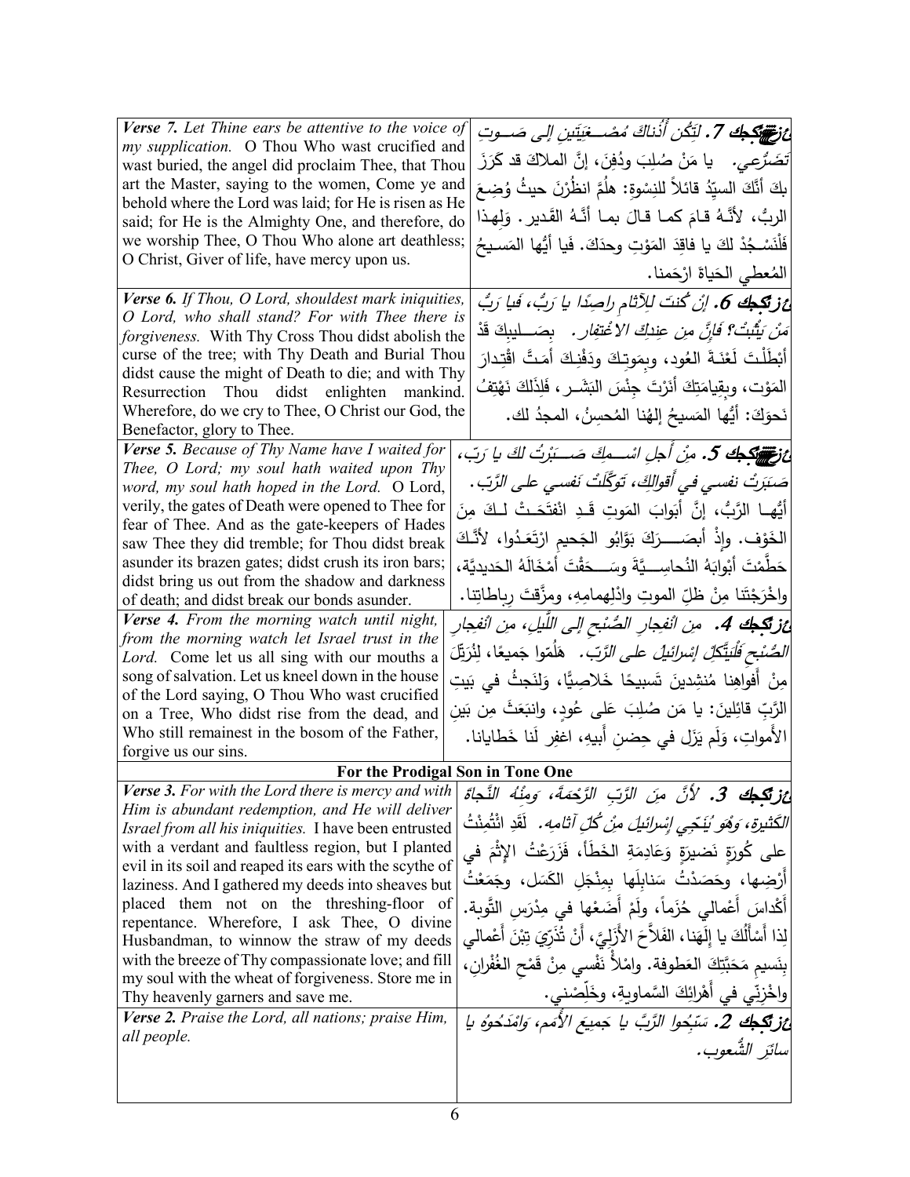| | |
|---|---|
| ***Verse 7.*** *Let Thine ears be attentive to the voice of my supplication.* O Thou Who wast crucified and wast buried, the angel did proclaim Thee, that Thou art the Master, saying to the women, Come ye and behold where the Lord was laid; for He is risen as He said; for He is the Almighty One, and therefore, do we worship Thee, O Thou Who alone art deathless; O Christ, Giver of life, have mercy upon us. | ***عزفيكك 7.*** *لِتَكُن أُذُناكَ مُصْغِيَتَينِ إِلى صَوتِ تَضَرُّعي.* يا مَنْ صُلِبَ ودُفِنَ، إنَّ الملاكَ قد كَرَزَ بكَ أَنَّكَ السيِّدُ قائلاً للنِسْوةِ: هلُمَّ انظُرْنَ حيثُ وُضِعَ الربُّ، لأنَّهُ قامَ كما قالَ بما أَنَّهُ القَدير. وَلِهذا فَلْنَسْجُدْ لكَ يا فاقِدَ المَوْتِ وحدَكَ. فَيا أيُّها المَسيحُ المُعطي الحَياةَ ارْحَمنا. |
| ***Verse 6.*** *If Thou, O Lord, shouldest mark iniquities, O Lord, who shall stand? For with Thee there is forgiveness.* With Thy Cross Thou didst abolish the curse of the tree; with Thy Death and Burial Thou didst cause the might of Death to die; and with Thy Resurrection Thou didst enlighten mankind. Wherefore, do we cry to Thee, O Christ our God, the Benefactor, glory to Thee. | ***عزفيكك 6.*** *إنْ كُنتَ لِلآثامِ راصِدًا يا رَبُّ، فَيا رَبُّ مَنْ يَثْبُتُ؟ فَإِنَّ مِن عِندِكَ الاغْتِفار.* بِصَليبِكَ قَدْ أَبْطَلْتَ لَعْنَةَ العُود، وبِمَوتِكَ ودَفْنِكَ أَمَتَّ اقْتِدارَ المَوْت، وبِقِيامَتِكَ أَنَرْتَ جِنْسَ البَشَر، فَلِذَلِكَ نَهْتِفُ نَحوَكَ: أَيُّها المَسيحُ إلهُنا المُحسِنُ، المجدُ لك. |
| ***Verse 5.*** *Because of Thy Name have I waited for Thee, O Lord; my soul hath waited upon Thy word, my soul hath hoped in the Lord.* O Lord, verily, the gates of Death were opened to Thee for fear of Thee. And as the gate-keepers of Hades saw Thee they did tremble; for Thou didst break asunder its brazen gates; didst crush its iron bars; didst bring us out from the shadow and darkness of death; and didst break our bonds asunder. | ***عزفيكك 5.*** *مِنْ أَجلِ اسْمِكَ صَبَرْتُ لكَ يا رَبّ، صَبَرَتْ نفسي في أَقوالِكَ، تَوَكَّلَتْ نَفسي على الرَّبّ.* أيُّها الرَّبُّ، إنَّ أَبوابَ المَوتِ قَدِ انْفَتَحَتْ لكَ مِنَ الخَوْف. وإذْ أَبصَرَكَ بَوَّابُو الجَحيمِ ارْتَعَدُوا، لأَنَّكَ حَطَّمْتَ أبْوابَهُ النُحاسِيَّةَ وسَحَقْتَ أَمْخَالَهُ الحَديديَّة، واخْرَجْتَنا مِنْ ظِلِّ الموتِ وادْلِهمامِهِ، ومزَّقتَ رِباطاتِنا. |
| ***Verse 4.*** *From the morning watch until night, from the morning watch let Israel trust in the Lord.* Come let us all sing with our mouths a song of salvation. Let us kneel down in the house of the Lord saying, O Thou Who wast crucified on a Tree, Who didst rise from the dead, and Who still remainest in the bosom of the Father, forgive us our sins. | ***عزفيكك 4.*** *مِن انْفِجارِ الصُّبْحِ إلى اللَّيلِ، مِن انْفِجارِ الصُّبحِ فَلْيَتَّكِلْ إِسْرائيلُ على الرَّبّ.* هَلُمّوا جَميعًا، لِنُرَتِّلَ مِنْ أَفواهِنا مُنشِدينَ تَسبيحًا خَلاصِيًّا، وَلنَجثُ في بَيتِ الرَّبِّ قائِلينَ: يا مَن صُلِبَ عَلى عُودٍ، وانبَعَثَ مِن بَينِ الأَمواتِ، وَلَم يَزَل في حِضنِ أَبيهِ، اغفِر لَنا خَطايانا. |
| **For the Prodigal Son in Tone One** | |
| ***Verse 3.*** *For with the Lord there is mercy and with Him is abundant redemption, and He will deliver Israel from all his iniquities.* I have been entrusted with a verdant and faultless region, but I planted evil in its soil and reaped its ears with the scythe of laziness. And I gathered my deeds into sheaves but placed them not on the threshing-floor of repentance. Wherefore, I ask Thee, O divine Husbandman, to winnow the straw of my deeds with the breeze of Thy compassionate love; and fill my soul with the wheat of forgiveness. Store me in Thy heavenly garners and save me. | ***عزفيكك 3.*** *لأَنَّ مِنَ الرَّبِّ الرَّحْمَةَ، وَمِنْهُ النَّجاةَ الكَثيرة، وَهُوَ يُنَجّي إِسْرائيلَ مِنْ كُلِّ آثامِه.* لَقَدِ ائْتُمِنْتُ على كُورَةٍ نَضيرَةٍ وَعادِمَةِ الخَطَأ، فَزَرَعْتُ الإِثْمَ في أَرْضِها، وحَصَدْتُ سَنابِلَها بِمِنْجَلِ الكَسَل، وجَمَعْتُ أَكْداسَ أَعْمالي حُزَماً، ولَمْ أَضَعْها في مِدْرَسِ التَّوبة. لِذا أَسْأَلُكَ يا إِلَهَنا، الفَلاَّحَ الأَزَلِيَّ، أَنْ تُذَرِّيَ تِبْنَ أَعْمالي بِنَسيمِ مَحَبَّتِكَ العَطوفة. وامْلأْ نَفْسي مِنْ قَمْحِ الغُفْرانِ، واخْزِنّي في أَهْرائِكَ السَّماوِيةِ، وخَلِّصْني. |
| ***Verse 2.*** *Praise the Lord, all nations; praise Him, all people.* | ***عزفيكك 2.*** *سَبِّحُوا الرَّبَّ يا جَميعَ الأُمَم، وَامْدَحُوهُ يا سائِرَ الشُّعوب.* |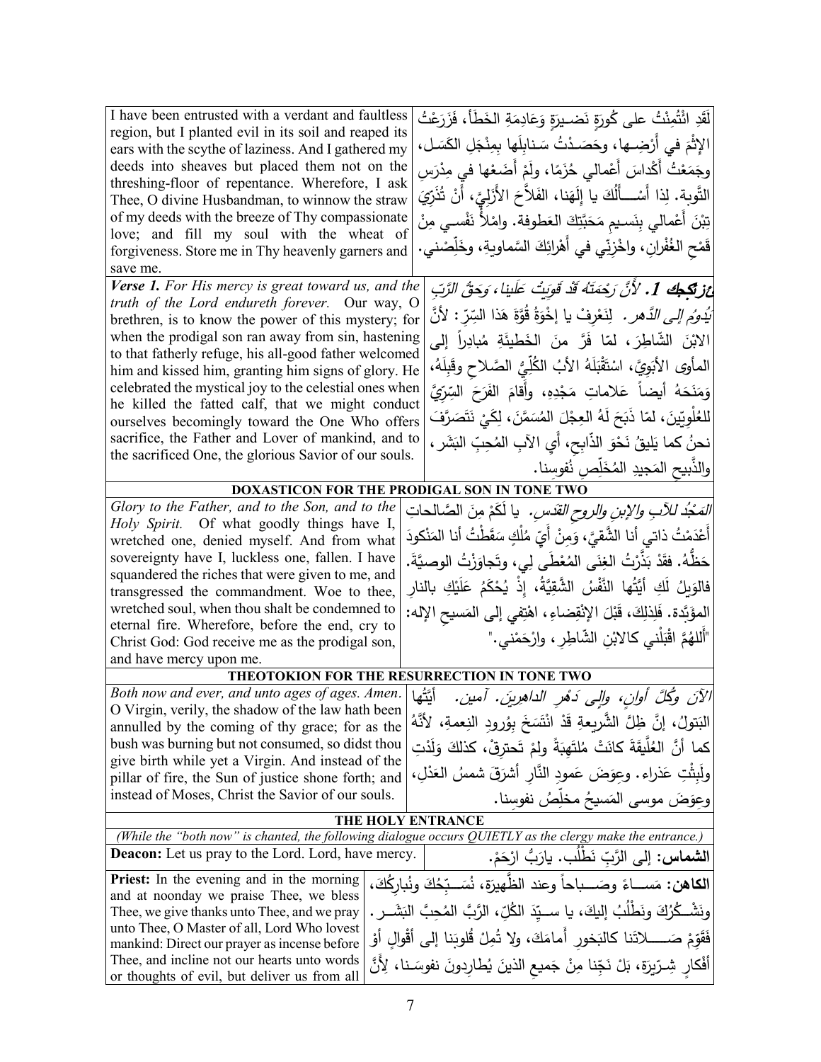| | |
|---|---|
| I have been entrusted with a verdant and faultless region, but I planted evil in its soil and reaped its ears with the scythe of laziness. And I gathered my deeds into sheaves but placed them not on the threshing-floor of repentance. Wherefore, I ask Thee, O divine Husbandman, to winnow the straw of my deeds with the breeze of Thy compassionate love; and fill my soul with the wheat of forgiveness. Store me in Thy heavenly garners and save me. | لَقَدِ ائْتُمِنْتُ على كُورَةٍ نَضيرَةٍ وَعادِمَةِ الخَطَأ، فَزَرَعْتُ الإثْمَ في أَرْضِها، وحَصَدْتُ سَنابِلَها بِمِنْجَلِ الكَسَل، وجَمَعْتُ أَكْداسَ أَعْمالي حُزَمًا، ولَمْ أَضَعْها في مِدْرَسِ التَّوبة. لِذا أَسْأَلُكَ يا إِلَهَنا، الفَلاَّحَ الأَزَلِيَّ، أَنْ تُذَرِّيَ تِبْنَ أَعْمالي بِنَسيمِ مَحَبَّتِكَ العَطوفة. وامْلأْ نَفْسي مِنْ قَمْحِ الغُفْرانِ، واخْزِنّي في أَهْرائِكَ السَّماويةِ، وخَلِّصْني. |
| ***Verse 1.*** *For His mercy is great toward us, and the truth of the Lord endureth forever.* Our way, O brethren, is to know the power of this mystery; for when the prodigal son ran away from sin, hastening to that fatherly refuge, his all-good father welcomed him and kissed him, granting him signs of glory. He celebrated the mystical joy to the celestial ones when he killed the fatted calf, that we might conduct ourselves becomingly toward the One Who offers sacrifice, the Father and Lover of mankind, and to the sacrificed One, the glorious Savior of our souls. | ***عزتكيك 1.*** *لأَنَّ رَحْمَتَهُ قَدْ قَوِيَتْ عَلَينا، وَحَقُّ الرَّبِّ يَدُومُ إلى الدَّهر.* لِنَعْرِفْ يا إِخْوَةُ قُوَّةَ هَذا السِّرِّ: لأَنَّ الابْنَ الشّاطِرَ، لمّا فَرَّ منَ الخَطيئَةِ مُبادِراً إلى المأوى الأَبَوِيِّ، اسْتَقْبَلَهُ الأبُ الكُلِّيُّ الصَّلاحِ وقَبَّلَهُ، وَمَنَحَهُ أيضاً عَلاماتِ مَجْدِهِ، وأَقامَ الفَرَحَ السِّرِّيَّ للعُلْوِيّينَ، لمّا ذَبَحَ لَهُ العِجْلَ المُسَمَّنَ، لِكَيْ نَتَصَرَّفَ نحنُ كما يَليقُ نَحْوَ الذّابِحِ، أَيِ الآبِ المُحِبِّ البَشَر، والذَّبيحِ المَجيدِ المُخَلِّصِ نُفوسِنا. |

**DOXASTICON FOR THE PRODIGAL SON IN TONE TWO**

| | |
|---|---|
| *Glory to the Father, and to the Son, and to the Holy Spirit.* Of what goodly things have I, wretched one, denied myself. And from what sovereignty have I, luckless one, fallen. I have squandered the riches that were given to me, and transgressed the commandment. Woe to thee, wretched soul, when thou shalt be condemned to eternal fire. Wherefore, before the end, cry to Christ God: God receive me as the prodigal son, and have mercy upon me. | *المَجْدُ للآبِ والإبنِ والروحِ القدس.* يا لَكَمْ مِنَ الصَّالحاتِ أَعْدَمْتُ ذاتي أنا الشَّقيُّ، وَمِنْ أَيِّ مُلْكٍ سَقَطْتُ أنا المَنْكودَ حَظُّهُ. فقَدْ بَذَّرْتُ الغِنَى المُعْطَى لِي، وتَجاوَزْتُ الوصيَّةَ. فالوَيلُ لَكِ أَيَّتُها النَّفْسُ الشَّقِيَّةُ، إذْ يُحْكَمُ عَلَيْكِ بالنارِ المؤبَّدة. فَلِذلِكَ، قَبْلَ الإنْقِضاءِ، اهْتِفي إلى المَسيحِ الإله: "أللهُمَّ اقْبَلْني كالابْنِ الشّاطِرِ، وارْحَمْني." |

**THEOTOKION FOR THE RESURRECTION IN TONE TWO**

| | |
|---|---|
| *Both now and ever, and unto ages of ages. Amen.* O Virgin, verily, the shadow of the law hath been annulled by the coming of thy grace; for as the bush was burning but not consumed, so didst thou give birth while yet a Virgin. And instead of the pillar of fire, the Sun of justice shone forth; and instead of Moses, Christ the Savior of our souls. | *الآنَ وكُلَّ أوانٍ، وإلى دَهْرِ الداهرينَ. آمين.* أَيَّتُها البَتولُ، إنَّ ظِلَّ الشَّريعةِ قَدْ انْتَسَخَ بوُرودِ النِعمةِ، لأنَّهُ كما أنَّ العُلَّيقَةَ كانَتْ مُلتَهِبَةً ولمْ تَحترِقْ، كذلكَ وَلَدْتِ ولَبِثْتِ عَذراء. وعِوَضَ عَمودِ النَّارِ أشرَقَ شمسُ العَدْلِ، وعِوَضَ موسى المَسيحُ مخلِّصُ نفوسِنا. |

**THE HOLY ENTRANCE**

*(While the "both now" is chanted, the following dialogue occurs QUIETLY as the clergy make the entrance.)*

| | |
|---|---|
| **Deacon:** Let us pray to the Lord. Lord, have mercy. | **الشماس:** إلى الرَّبِّ نَطْلُب. يارَبُّ ارْحَمْ. |
| **Priest:** In the evening and in the morning and at noonday we praise Thee, we bless Thee, we give thanks unto Thee, and we pray unto Thee, O Master of all, Lord Who lovest mankind: Direct our prayer as incense before Thee, and incline not our hearts unto words or thoughts of evil, but deliver us from all | **الكاهن:** مَساءً وصَباحاً وعند الظَّهيرة، نُسَبِّحُكَ ونُبارِكُكَ، ونَشْكُرُكَ ونَطْلُبُ إليكَ، يا سيِّدَ الكُلِّ، الرَّبَّ المُحِبَّ البَشَر. فَقَوِّمْ صَلاتَنا كالبَخورِ أَمامَكَ، ولا تُمِلْ قُلوبَنا إلى أَقْوالٍ أوْ أَفْكارٍ شِرِّيرَةٍ، بَلْ نَجِّنا مِنْ جَميعِ الذينَ يُطارِدونَ نفوسَنا، لِأَنَّ |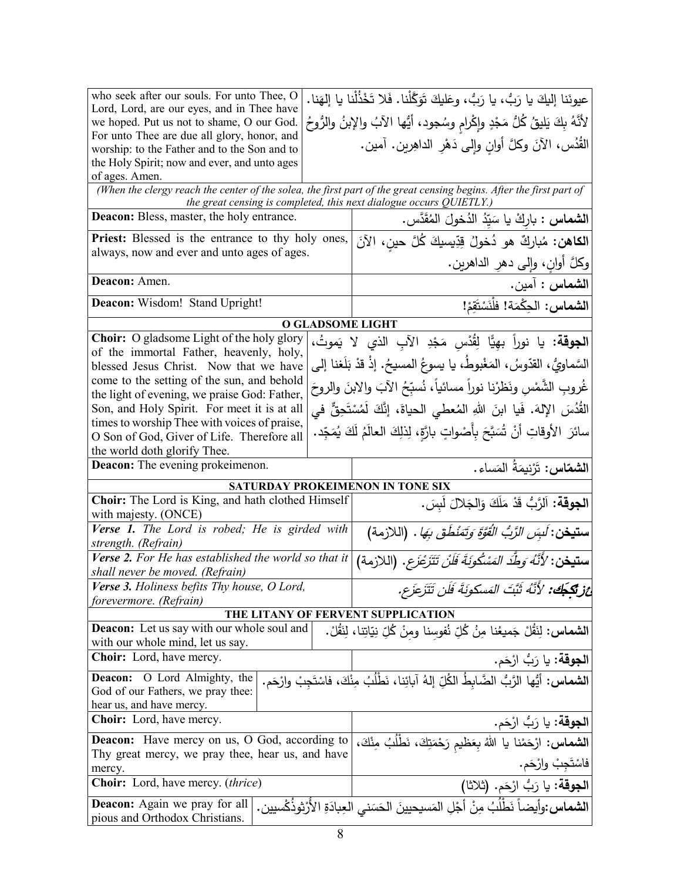| | |
|---|---|
| who seek after our souls. For unto Thee, O Lord, Lord, are our eyes, and in Thee have we hoped. Put us not to shame, O our God. For unto Thee are due all glory, honor, and worship: to the Father and to the Son and to the Holy Spirit; now and ever, and unto ages of ages. Amen. | عيونَنا إليكَ يا رَبُّ، يا رَبُّ، وعَليكَ تَوَكَّلْنا. فَلا تَخْذُلْنا يا إلهَنا. لأنَّهُ بِكَ يَليقُ كُلُّ مَجْدٍ وإكْرامٍ وسُجود، أيُّها الآبُ والإبنُ والرُّوحُ القُدُس، الآنَ وكلَّ أوانٍ وإلى دَهْرِ الداهِرين. آمين. |

*(When the clergy reach the center of the solea, the first part of the great censing begins. After the first part of the great censing is completed, this next dialogue occurs QUIETLY.)*

| | |
|---|---|
| **Deacon:** Bless, master, the holy entrance. | **الشماس :** بارِكْ يا سَيِّدُ الدُخولَ المُقَدَّس. |
| **Priest:** Blessed is the entrance to thy holy ones, always, now and ever and unto ages of ages. | **الكاهن:** مُبارَكٌ هو دُخولُ قِدّيسيكَ كُلَّ حينٍ، الآنَ وكلَّ أوانٍ، وإلى دهرِ الداهرين. |
| **Deacon:** Amen. | **الشماس :** آمين. |
| **Deacon:** Wisdom! Stand Upright! | **الشماس:** الحِكْمَة! فلْنَسْتَقِمْ! |

**O GLADSOME LIGHT**

| | |
|---|---|
| **Choir:** O gladsome Light of the holy glory of the immortal Father, heavenly, holy, blessed Jesus Christ. Now that we have come to the setting of the sun, and behold the light of evening, we praise God: Father, Son, and Holy Spirit. For meet it is at all times to worship Thee with voices of praise, O Son of God, Giver of Life. Therefore all the world doth glorify Thee. | **الجوقة:** يا نوراً بهيًّا لِقُدْسِ مَجْدِ الآبِ الذي لا يَموتُ، السَّماويُّ، القدّوسُ، المَغْبوطُ، يا يسوعُ المسيحُ. إذْ قدْ بَلَغنا إلى غُروبِ الشَّمْسِ ونَظَرْنا نوراً مسائياً، نُسبِّحُ الآبَ والابنَ والروحَ القُدُسَ الإلهَ. فَيا ابنَ اللهِ المُعطي الحياة، إنَّكَ لَمُسْتَحِقٌّ في سائرَ الأوقاتِ أنْ تُسَبَّحَ بِأَصْواتٍ بارَّةٍ، لِذلِكَ العالَمُ لَكَ يُمَجِّد. |
| **Deacon:** The evening prokeimenon. | **الشمّاس:** تَرْنيمَةُ المَساء. |

**SATURDAY PROKEIMENON IN TONE SIX**

| | |
|---|---|
| **Choir:** The Lord is King, and hath clothed Himself with majesty. (ONCE) | **الجوقة:** اَلرَّبُّ قَدْ مَلَكَ وَالجَلالَ لَبِسَ. |
| ***Verse 1.*** *The Lord is robed; He is girded with strength. (Refrain)* | **ستيخن:** *لَبِسَ الرَّبُّ القُوَّةَ وَتَمَنْطَقَ بِهَا .* (اللازمة) |
| ***Verse 2.*** *For He has established the world so that it shall never be moved. (Refrain)* | **ستيخن:** *لأَنَّهُ وَطَّدَ المَسْكُونَةَ فَلَنْ تَتَزَعْزَع.* (اللازمة) |
| ***Verse 3.*** *Holiness befits Thy house, O Lord, forevermore. (Refrain)* | ***ع.ز تكجك:*** *لأَنَّهُ ثَبَّتَ المَسكونَةَ فَلَن تَتَزَعزَع.* |

**THE LITANY OF FERVENT SUPPLICATION**

| | |
|---|---|
| **Deacon:** Let us say with our whole soul and with our whole mind, let us say. | **الشماس:** لِنَقُلْ جَميعُنا مِنُ كُلِّ نُفوسِنا ومِنْ كُلِّ نِيّاتِنا، لِنَقُلْ. |
| **Choir:** Lord, have mercy. | **الجوقة:** يا رَبُّ ارْحَم. |
| **Deacon:** O Lord Almighty, the God of our Fathers, we pray thee: hear us, and have mercy. | **الشماس:** أيُّها الرَّبُّ الضَّابِطُ الكُلِّ إلهُ آبائِنا، نَطْلُبُ مِنْكَ، فاسْتَجِبْ وارْحَم. |
| **Choir:** Lord, have mercy. | **الجوقة:** يا رَبُّ ارْحَم. |
| **Deacon:** Have mercy on us, O God, according to Thy great mercy, we pray thee, hear us, and have mercy. | **الشماس:** ارْحَمْنا يا اللهُ بِعَظيمِ رَحْمَتِكَ، نَطْلُبُ مِنْكَ، فاسْتَجِبْ وارْحَم. |
| **Choir:** Lord, have mercy. (*thrice*) | **الجوقة:** يا رَبُّ ارْحَم. (ثلاثا) |
| **Deacon:** Again we pray for all pious and Orthodox Christians. | **الشماس:**وأيضاً نَطْلُبُ مِنْ أجْلِ المَسيحيينَ الحَسَني العِبادَةِ الأَرْثوذُكْسيين. |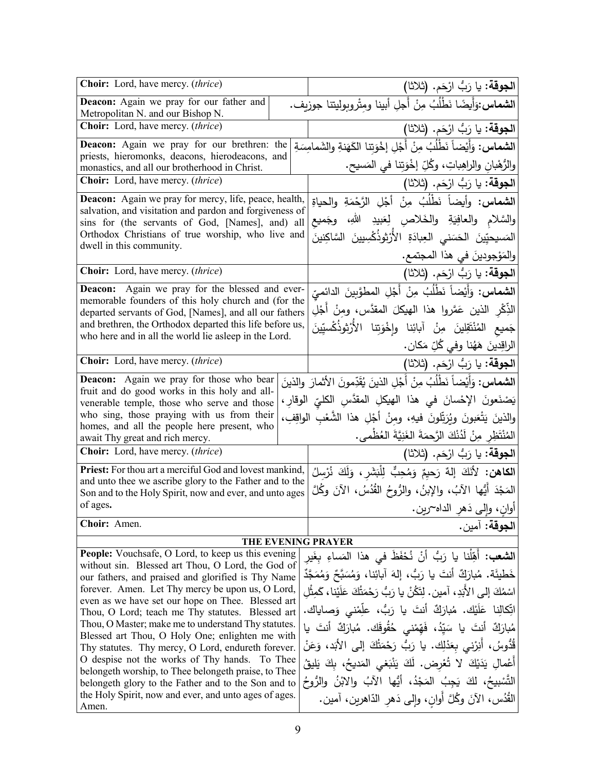| | |
|---|---|
| **Choir:** Lord, have mercy. (*thrice*) | **الجوقة:** يا رَبُّ ارْحَم. (ثلاثا) |
| **Deacon:** Again we pray for our father and Metropolitan N. and our Bishop N. | **الشماس:**وَأَيضًا نَطْلُبُ مِنْ أَجلِ أبينا ومِتْروبوليتنا جوزيف. |
| **Choir:** Lord, have mercy. (*thrice*) | **الجوقة:** يا رَبُّ ارْحَم. (ثلاثا) |
| **Deacon:** Again we pray for our brethren: the priests, hieromonks, deacons, hierodeacons, and monastics, and all our brotherhood in Christ. | **الشماس:** وَأَيْضاً نَطْلُبُ مِنْ أَجْلِ إخْوَتِنا الكَهَنَةِ والشَمامِسَةِ والرُّهْبانِ والراهِباتِ، وكُلِّ إخْوَتِنا في المَسيح. |
| **Choir:** Lord, have mercy. (*thrice*) | **الجوقة:** يا رَبُّ ارْحَم. (ثلاثا) |
| **Deacon:** Again we pray for mercy, life, peace, health, salvation, and visitation and pardon and forgiveness of sins for (the servants of God, [Names], and) all Orthodox Christians of true worship, who live and dwell in this community. | **الشماس:** وأيضاً نَطْلُبُ مِنْ أجْلِ الرَّحْمَةِ والحياةِ والسَّلامِ والعافِيَةِ والخَلاصِ لِعَبيدِ اللهِ، وجَميعِ المَسيحيّينَ الحَسَني العِبادَةِ الأُرْثوذُكْسِيينَ السَّاكِنينَ والمَوْجودينَ في هذا المجتمع. |
| **Choir:** Lord, have mercy. (*thrice*) | **الجوقة:** يا رَبُّ ارْحَم. (ثلاثا) |
| **Deacon:** Again we pray for the blessed and ever-memorable founders of this holy church and (for the departed servants of God, [Names], and all our fathers and brethren, the Orthodox departed this life before us, who here and in all the world lie asleep in the Lord. | **الشماس:** وَأَيْضاً نَطْلُبُ مِنْ أَجْلِ المطوَّبينَ الدائميّ الذِّكْرِ الذين عَمَّروا هذا الهيكلَ المقدَّس، ومِنْ أَجْلِ جَميعِ المُنْتَقِلينَ مِنْ آبائِنا وإخْوَتِنا الأُرْثوذُكْسِيّينَ الراقِدينَ هَهُنا وفي كُلِّ مَكان. |
| **Choir:** Lord, have mercy. (*thrice*) | **الجوقة:** يا رَبُّ ارْحَم. (ثلاثا) |
| **Deacon:** Again we pray for those who bear fruit and do good works in this holy and all-venerable temple, those who serve and those who sing, those praying with us from their homes, and all the people here present, who await Thy great and rich mercy. | **الشماس:** وَأَيْضاً نَطْلُبُ مِنْ أَجْلِ الذينَ يُقَدِّمونَ الأثمارَ والذينَ يَصْنَعونَ الإحْسانَ في هذا الهيكلِ المقدَّسِ الكليّ الوقارِ، والذينَ يَتْعَبونَ ويُرَتِّلونَ فيهِ، ومِنْ أَجْلِ هذا الشَّعْبِ الواقِفِ، المُنْتَظِرِ مِنْ لَدُنْكَ الرَّحمَةَ الغَنِيَّةَ العُظْمى. |
| **Choir:** Lord, have mercy. (*thrice*) | **الجوقة:** يا رَبُّ ارْحَم. (ثلاثا) |
| **Priest:** For thou art a merciful God and lovest mankind, and unto thee we ascribe glory to the Father and to the Son and to the Holy Spirit, now and ever, and unto ages of ages. | **الكاهن:** لأنَكَ إلهٌ رَحيمٌ وَمُحِبٌّ لِلْبَشَرِ، وَلَكَ نُرْسِلُ المَجْدَ أَيُّها الآبُ، والإبنُ، والرُّوحُ القُدُسُ، الآنَ وكُلَّ أوانٍ، وإلى دَهرِ الداه~رين. |
| **Choir:** Amen. | **الجوقة:** آمين. |

## THE EVENING PRAYER

| | |
|---|---|
| **People:** Vouchsafe, O Lord, to keep us this evening without sin. Blessed art Thou, O Lord, the God of our fathers, and praised and glorified is Thy Name forever. Amen. Let Thy mercy be upon us, O Lord, even as we have set our hope on Thee. Blessed art Thou, O Lord; teach me Thy statutes. Blessed art Thou, O Master; make me to understand Thy statutes. Blessed art Thou, O Holy One; enlighten me with Thy statutes. Thy mercy, O Lord, endureth forever. O despise not the works of Thy hands. To Thee belongeth worship, to Thee belongeth praise, to Thee belongeth glory to the Father and to the Son and to the Holy Spirit, now and ever, and unto ages of ages. Amen. | **الشعب:** أَهِّلْنا يا رَبُّ أنْ نُحْفَظَ في هذا المَساءِ بِغَيرِ خَطيئَة. مُبارَكٌ أنتَ يا رَبُّ، إلهَ آبائِنا، وَمُسَبَّحٌ وَمُمَجَّدٌ اسْمُكَ إلى الأَبَدِ، آمين. لِتَكُنْ يا رَبُّ رَحْمَتُكَ عَلَيْنا، كَمِثْلِ اتِّكالِنا عَلَيْك. مُبارَكٌ أنتَ يا رَبُّ، عَلِّمْني وَصاياك. مُبارَكٌ أنتَ يا سَيِّدُ، فَهِّمْني حُقُوقَك. مُبارَكٌ أنتَ يا قُدُّوسُ، أَنِرْني بِعَدْلِك. يا رَبُّ رَحْمَتُكَ إلى الأَبَد، وَعَنْ أَعْمالِ يَدَيْكَ لا تُعْرِض. لَكَ يَنْبَغي المَديحُ، بِكَ يَليقُ التَّسْبيحُ، لكَ يَجِبُ المَجْدُ، أيُّها الآبُ والابْنُ والرُّوحُ القُدُس، الآنَ وكُلَّ أَوانٍ، وإلى دَهرِ الدّاهرين، آمين. |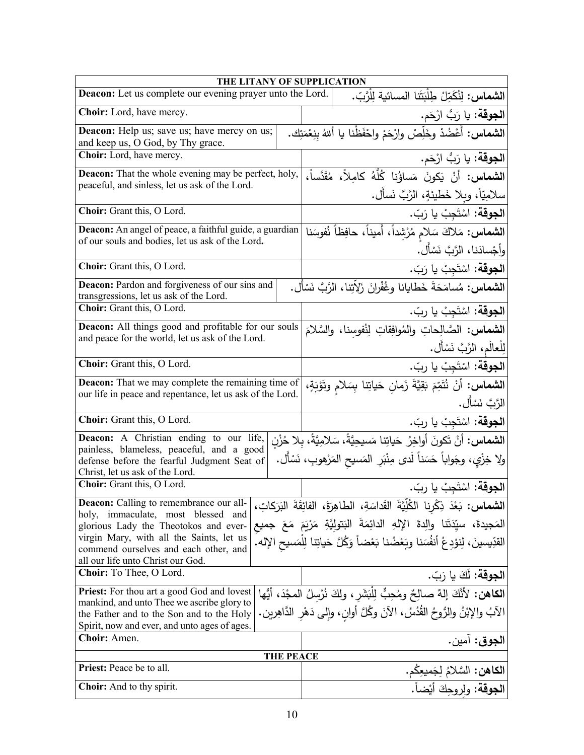| THE LITANY OF SUPPLICATION | |
|---|---|
| **Deacon:** Let us complete our evening prayer unto the Lord. | **الشماس:** لِنُكَمِّلْ طِلْبَتَنا المسائية لِلْرَّبّ. |
| **Choir:** Lord, have mercy. | **الجوقة:** يا رَبُّ ارْحَم. |
| **Deacon:** Help us; save us; have mercy on us; and keep us, O God, by Thy grace. | **الشماس:** أَعْضُدْ وخَلِّصْ وارْحَمْ واحْفَظْنا يا أللهُ بِنِعْمَتِك. |
| **Choir:** Lord, have mercy. | **الجوقة:** يا رَبُّ ارْحَم. |
| **Deacon:** That the whole evening may be perfect, holy, peaceful, and sinless, let us ask of the Lord. | **الشماس:** أنْ يَكونَ مَساؤُنا كُلُّهُ كامِلاً، مُقَدَّساً، سلامِيّاً، وبِلا خَطيئةٍ، الرَّبَّ نَسأل. |
| **Choir:** Grant this, O Lord. | **الجوقة:** اسْتَجِبْ يا رَبّ. |
| **Deacon:** An angel of peace, a faithful guide, a guardian of our souls and bodies, let us ask of the Lord**.** | **الشماس:** مَلاكَ سَلامٍ مُرْشِداً، أَميناً، حافِظاً نُفوسَنا وأجْسادَنا، الرَّبَّ نَسْأل. |
| **Choir:** Grant this, O Lord. | **الجوقة:** اسْتَجِبْ يا رَبّ. |
| **Deacon:** Pardon and forgiveness of our sins and transgressions, let us ask of the Lord. | **الشماس:** مُسامَحَةَ خَطايانا وغُفْرانَ زَلّاتِنا، الرَّبَّ نَسْأل. |
| **Choir:** Grant this, O Lord. | **الجوقة:** اسْتَجِبْ يا ربّ. |
| **Deacon:** All things good and profitable for our souls and peace for the world, let us ask of the Lord. | **الشماس:** الصَّالِحاتِ والمُوافِقاتِ لِنُفوسِنا، والسَّلامَ لِلْعالَمِ، الرَّبَّ نَسْأل. |
| **Choir:** Grant this, O Lord. | **الجوقة:** اسْتَجِبْ يا ربّ. |
| **Deacon:** That we may complete the remaining time of our life in peace and repentance, let us ask of the Lord. | **الشماس:** أنْ نُتَمِّمَ بَقِيَّةَ زَمانِ حَياتِنا بِسَلامٍ وتَوْبَةٍ، الرَّبَّ نَسْأل. |
| **Choir:** Grant this, O Lord. | **الجوقة:** اسْتَجِبْ يا ربّ. |
| **Deacon:** A Christian ending to our life, painless, blameless, peaceful, and a good defense before the fearful Judgment Seat of Christ, let us ask of the Lord. | **الشماس:** أنْ تَكونَ أواخِرُ حَياتِنا مَسيحِيَّةً، سَلامِيَّةً، بِلا حُزْنٍ ولا خِزْيٍ، وجَواباً حَسَناً لَدى مِنْبَرِ المَسيحِ المَرْهوبِ، نَسْأل. |
| **Choir:** Grant this, O Lord. | **الجوقة:** اسْتَجِبْ يا ربّ. |
| **Deacon:** Calling to remembrance our all-holy, immaculate, most blessed and glorious Lady the Theotokos and ever-virgin Mary, with all the Saints, let us commend ourselves and each other, and all our life unto Christ our God. | **الشماس:** بَعْدَ ذِكْرِنا الكُلِّيَّةَ القَداسَةِ، الطاهِرَةَ، الفائِقَةَ البَرَكاتِ، المَجيدةَ، سيِّدَتَنا والِدةَ الإلهِ الدائِمَةَ البَتولِيَّةِ مَرْيَمَ مَعَ جميعِ القدّيسينَ، لِنودِعْ أنفُسَنا وبَعْضُنا بَعْضاً وَكُلَّ حَياتِنا لِلْمَسيحِ الإله. |
| **Choir:** To Thee, O Lord. | **الجوقة:** لَكَ يا رَبّ. |
| **Priest:** For thou art a good God and lovest mankind, and unto Thee we ascribe glory to the Father and to the Son and to the Holy Spirit, now and ever, and unto ages of ages. | **الكاهن:** لأَنَّكَ إلهٌ صالِحٌ ومُحِبٌّ لِلْبَشَرِ، ولكَ نُرْسِلُ المجْدَ، أيُّها الآبُ والإبْنُ والرُّوحُ القُدُسُ، الآنَ وكُلَّ أوانٍ، وإلى دَهْرِ الدَّاهِرين. |
| **Choir:** Amen. | **الجوق:** آمين. |
| **THE PEACE** | |
| **Priest:** Peace be to all. | **الكاهن:** السَّلامُ لِجَميعِكُم. |
| **Choir:** And to thy spirit. | **الجوقة:** ولِروحِكَ أيْضاً. |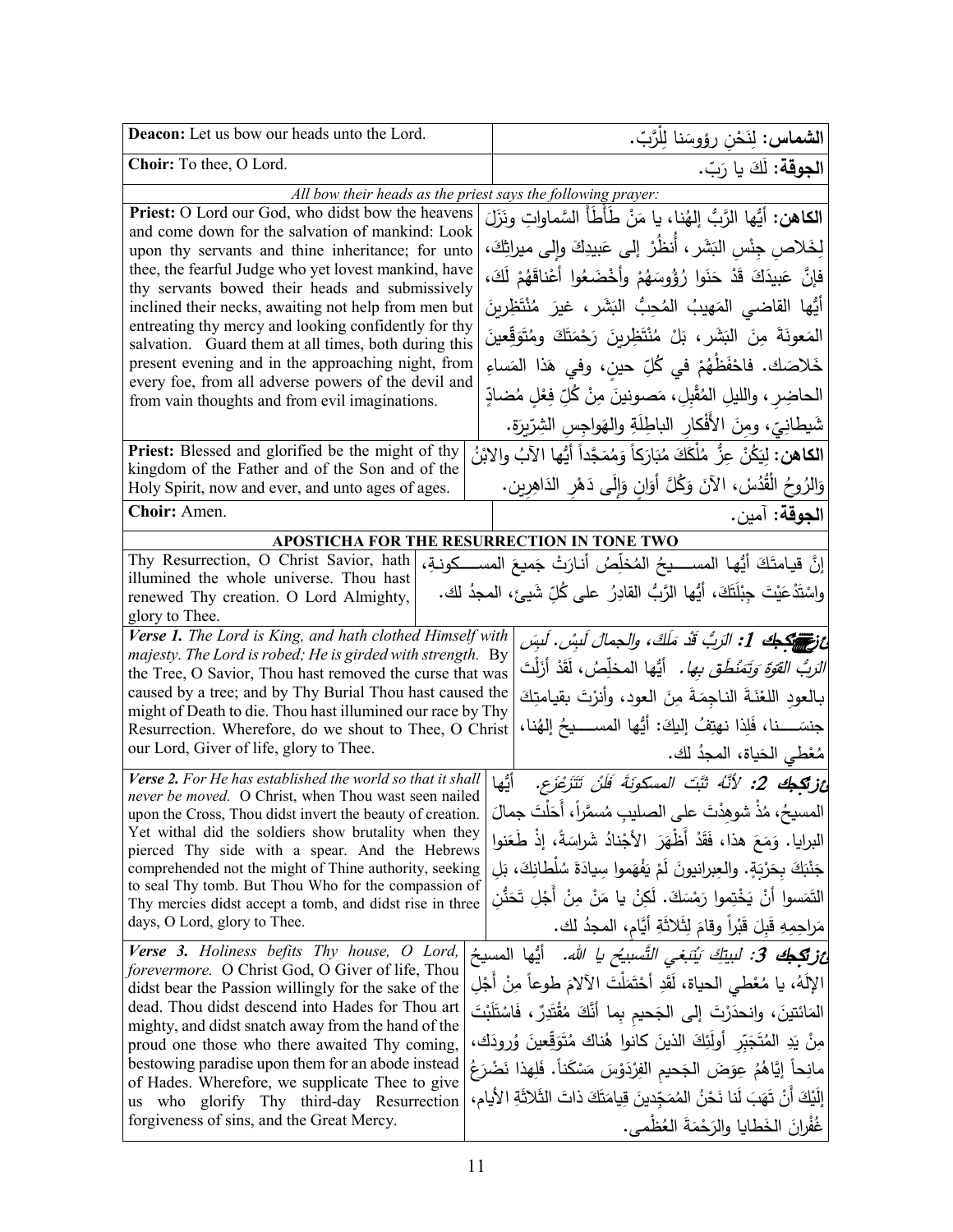| English | Arabic |
|---|---|
| **Deacon:** Let us bow our heads unto the Lord. | **الشماس:** لِنَحْنِ رؤوسَنا لِلْرَّبّ. |
| **Choir:** To thee, O Lord. | **الجوقة:** لَكَ يا رَبّ. |
| *All bow their heads as the priest says the following prayer:* | |
| **Priest:** O Lord our God, who didst bow the heavens and come down for the salvation of mankind: Look upon thy servants and thine inheritance; for unto thee, the fearful Judge who yet lovest mankind, have thy servants bowed their heads and submissively inclined their necks, awaiting not help from men but entreating thy mercy and looking confidently for thy salvation. Guard them at all times, both during this present evening and in the approaching night, from every foe, from all adverse powers of the devil and from vain thoughts and from evil imaginations. | **الكاهن:** أيُّها الرَّبُّ إلهُنا، يا مَنْ طَأْطَأَ السَّماواتِ ونَزَلَ لِخَلاصِ جِنْسِ البَشَر، أُنظُرْ إلى عَبيدِكَ وإلى ميراثِكَ، فإنَّ عَبيدَكَ قَدْ حَنَوا رُؤوسَهُمْ وأَخْضَعُوا أعْناقَهُمْ لَكَ، أيُّها القاضي المَهيبُ المُحِبُّ البَشَر، غيرَ مُنْتَظِرِينَ المَعونَةَ مِنَ البَشَر، بَلْ مُنْتَظِرينَ رَحْمَتَكَ ومُتَوَقِّعينَ خَلاصَك. فاحْفَظْهُمْ في كُلِّ حينٍ، وفي هَذا المَساءِ الحاضِرِ، والليلِ المُقْبِلِ، مَصونينَ مِنْ كُلِّ فِعْلٍ مُضادٍّ شَيطانِيّ، ومِنَ الأَفْكارِ الباطِلَةِ والهَواجِسِ الشِرّيرَة. |
| **Priest:** Blessed and glorified be the might of thy kingdom of the Father and of the Son and of the Holy Spirit, now and ever, and unto ages of ages. | **الكاهن:** لِيَكُنْ عِزُّ مُلْكِكَ مُبَارَكاً وَمُمَجَّداً أيُّها الآبُ والابْنُ وَالرُوحُ الْقُدُسْ، الآنَ وَكُلَّ أَوَانٍ وَإِلَى دَهْرِ الدَاهِرِين. |
| **Choir:** Amen. | **الجوقة:** آمين. |
| **APOSTICHA FOR THE RESURRECTION IN TONE TWO** | |
| Thy Resurrection, O Christ Savior, hath illumined the whole universe. Thou hast renewed Thy creation. O Lord Almighty, glory to Thee. | إنَّ قيامتَكَ أيُّها المســـيحُ المُخلِّصُ أنـارَتْ جَميعَ المســـكونـةِ، واسْتَدْعَيْتَ جِبْلَتَكَ، أيُّها الرَّبُّ القادِرُ على كُلِّ شَيءٍ، المجدُ لك. |
| ***Verse 1.*** *The Lord is King, and hath clothed Himself with majesty. The Lord is robed; He is girded with strength.* By the Tree, O Savior, Thou hast removed the curse that was caused by a tree; and by Thy Burial Thou hast caused the might of Death to die. Thou hast illumined our race by Thy Resurrection. Wherefore, do we shout to Thee, O Christ our Lord, Giver of life, glory to Thee. | ***ع: 1:*** *الرَّبُّ قَدْ مَلَكَ، والجمالَ لَبِسَ. لَبِسَ الرَّبُّ القوّةَ وَتَمَنْطَقَ بِها.* أيُّها المخلِّصُ، لَقَدْ أزَلْتَ بالعودِ اللعْنَةَ الناجِمَةَ مِنَ العود، وأنرْتَ بقيامتِكَ جنسَـــنا، فَلِذا نهتِفُ إليكَ: أيُّها المســـيحُ إلهُنا، مُعْطي الحَياة، المجدُ لك. |
| ***Verse 2.*** *For He has established the world so that it shall never be moved.* O Christ, when Thou wast seen nailed upon the Cross, Thou didst invert the beauty of creation. Yet withal did the soldiers show brutality when they pierced Thy side with a spear. And the Hebrews comprehended not the might of Thine authority, seeking to seal Thy tomb. But Thou Who for the compassion of Thy mercies didst accept a tomb, and didst rise in three days, O Lord, glory to Thee. | ***ع: 2:*** *لأَنَّهُ ثَبَّتَ المسكونَةَ فَلَنْ تَتَزَعْزَع.* أيُّها المسيحُ، مُذْ شوهِدْتَ على الصليبِ مُسمَّراً، أَحَلْتَ جمالَ البرايا. وَمَعَ هذا، فَقَدْ أَظْهَرَ الأَجْنادُ شَراسَةً، إذْ طَعَنوا جَنْبَكَ بِحَرْبَةٍ. والعِبرانيونَ لَمْ يَفْهَموا سِيادَةَ سُلْطانِكَ، بَلِ التَمَسوا أنْ يَخْتِموا رَمْسَكَ. لَكِنْ يا مَنْ مِنْ أَجْلِ تَحَنُّنِ مَراحِمِهِ قَبِلَ قَبْراً وقامَ لِثَلاثَةِ أيَّام، المجدُ لك. |
| ***Verse 3.*** *Holiness befits Thy house, O Lord, forevermore.* O Christ God, O Giver of life, Thou didst bear the Passion willingly for the sake of the dead. Thou didst descend into Hades for Thou art mighty, and didst snatch away from the hand of the proud one those who there awaited Thy coming, bestowing paradise upon them for an abode instead of Hades. Wherefore, we supplicate Thee to give us who glorify Thy third-day Resurrection forgiveness of sins, and the Great Mercy. | ***ع: 3:*** *لبيتِكَ يَنْبَغي التَّسبيحُ يا الله.* أيُّها المسيحُ الإِلَهُ، يا مُعْطي الحياة، لَقَدِ احْتَمَلْتَ الآلامَ طوعاً مِنْ أَجْلِ المَائتينَ، وانحدَرْتَ إلى الجَحيمِ بِما أَنَّكَ مُقْتَدِرٌ، فَاسْتَلَبْتَ مِنْ يَدِ المُتَجَبِّرِ أولَئِكَ الذينَ كانوا هُناكَ مُتَوَقِّعينَ وُرودَكَ، مانِحاً إيَّاهُمُ عِوَضَ الجَحيمِ الفِرْدَوْسَ مَسْكَناً. فَلِهذا نَضْرَعُ إِلَيْكَ أَنْ تَهَبَ لَنا نَحْنُ المُمَجِّدينَ قِيامَتَكَ ذاتَ الثَّلاثَةِ الأيام، غُفْرانَ الخَطايا والرَحْمَةَ العُظْمى. |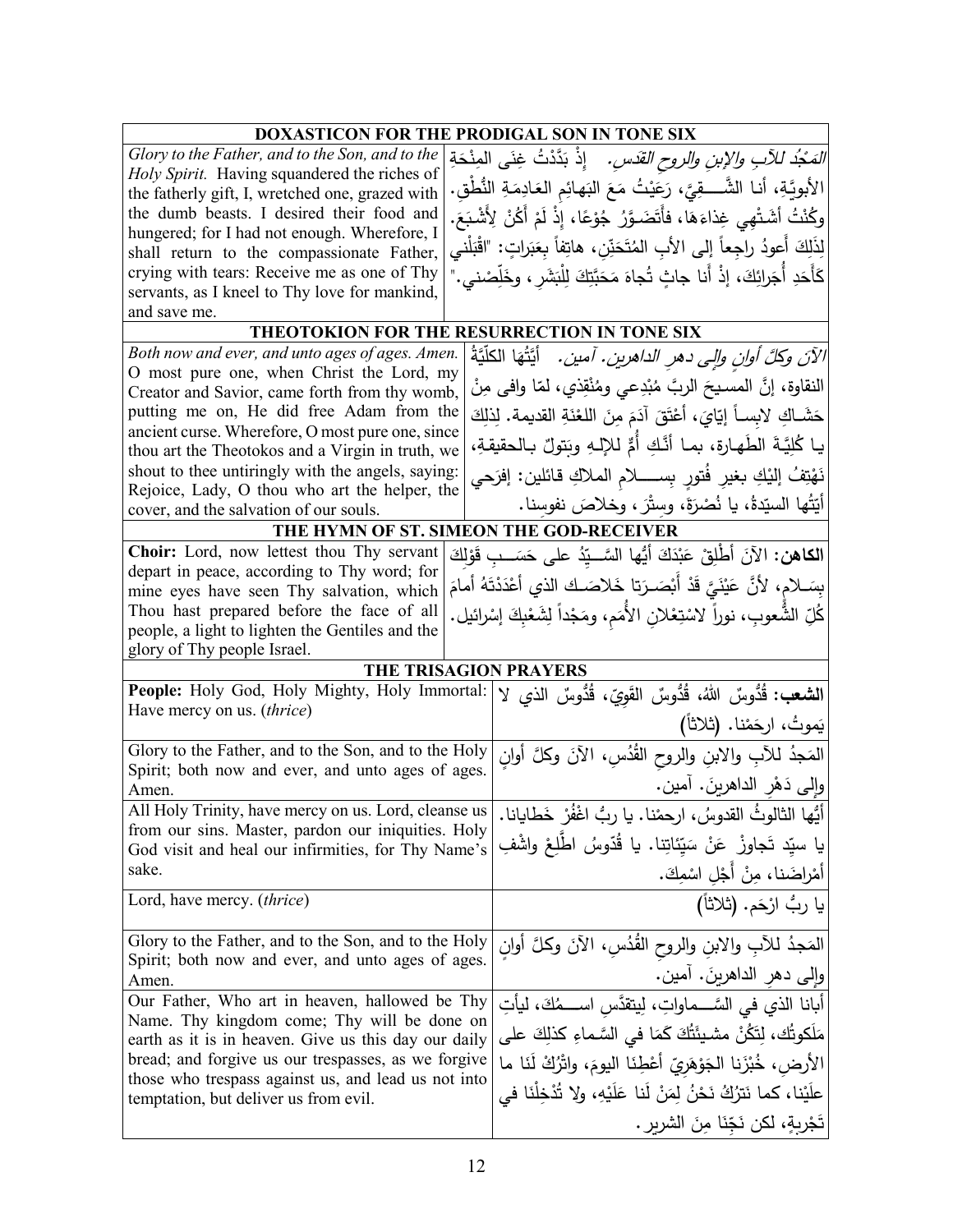| DOXASTICON FOR THE PRODIGAL SON IN TONE SIX | |
|---|---|
| *Glory to the Father, and to the Son, and to the Holy Spirit.* Having squandered the riches of the fatherly gift, I, wretched one, grazed with the dumb beasts. I desired their food and hungered; for I had not enough. Wherefore, I shall return to the compassionate Father, crying with tears: Receive me as one of Thy servants, as I kneel to Thy love for mankind, and save me. | *المَجْدُ للآبِ والابنِ والروحِ القدسِ.* إذْ بَدَّدْتُ غِنَى المِنْحَةِ الأبويَّةِ، أنا الشَّقِيُّ، رَعَيْتُ مَعَ البَهائِمِ العَادِمَةِ النُّطْقِ. وكُنْتُ أشْتَهِي غِذاءَهَا، فأتَضَوَّرُ جُوْعًا، إذْ لَمْ أكُنْ لأَشْبَعَ. لِذَلِكَ أَعودُ راجِعاً إلى الأبِ المُتَحَنِّنِ، هاتِفاً بِعَبَراتٍ: "اقْبَلْني كَأَحَدِ أُجَرائِكَ، إذْ أنا جاثٍ تُجاهَ مَحَبَّتِكَ لِلْبَشَرِ، وخَلِّصْني." |
| **THEOTOKION FOR THE RESURRECTION IN TONE SIX** | |
| *Both now and ever, and unto ages of ages. Amen.* O most pure one, when Christ the Lord, my Creator and Savior, came forth from thy womb, putting me on, He did free Adam from the ancient curse. Wherefore, O most pure one, since thou art the Theotokos and a Virgin in truth, we shout to thee untiringly with the angels, saying: Rejoice, Lady, O thou who art the helper, the cover, and the salvation of our souls. | *الآنَ وكلَّ أوانٍ وإلى دهرِ الداهرين. آمين.* أيَّتُها الكلِّيَّةُ النقاوةِ، إنَّ المسيحَ الربَّ مُبْدِعي ومُنْقِذي، لمّا وافى مِنْ حَشَاكِ لابِساً إيّايَ، أعْتَقَ آدَمَ مِنَ اللعْنَةِ القديمة. لِذلِكَ يا كُلِّيَّةَ الطَهارة، بما أنَّكِ أُمٌّ للإلهِ وبَتولٌ بالحقيقةِ، نَهْتِفُ إليْكِ بغيرِ فُتورٍ بِسَلامِ الملاكِ قائلين: إفَرحي أيَّتُها السيّدةُ، يا نُصْرَةً، وسِتْرَ، وخلاصَ نفوسنا. |
| **THE HYMN OF ST. SIMEON THE GOD-RECEIVER** | |
| **Choir:** Lord, now lettest thou Thy servant depart in peace, according to Thy word; for mine eyes have seen Thy salvation, which Thou hast prepared before the face of all people, a light to lighten the Gentiles and the glory of Thy people Israel. | **الكاهن:** الآنَ أَطْلِقْ عَبْدَكَ أيُّها السَّيِّدُ على حَسَبِ قَوْلِكَ بِسَلامٍ، لأنَّ عَيْنَيَّ قَدْ أَبْصَرَتا خَلاصَكَ الذي أَعْدَدْتَهُ أمامَ كُلِّ الشُّعوبِ، نوراً لاسْتِعْلانِ الأُمَمِ، ومَجْداً لِشَعْبِكَ إسْرائيل. |
| **THE TRISAGION PRAYERS** | |
| **People:** Holy God, Holy Mighty, Holy Immortal: Have mercy on us. (*thrice*) | **الشعب:** قُدُّوسٌ اللهُ، قُدُّوسٌ القَوِيّ، قُدُّوسٌ الذي لا يَموتُ، ارحَمْنا. (ثلاثاً) |
| Glory to the Father, and to the Son, and to the Holy Spirit; both now and ever, and unto ages of ages. Amen. | المَجدُ للآبِ والابنِ والروحِ القُدُسِ، الآنَ وكلَّ أوانٍ وإلى دَهْرِ الداهرينَ. آمين. |
| All Holy Trinity, have mercy on us. Lord, cleanse us from our sins. Master, pardon our iniquities. Holy God visit and heal our infirmities, for Thy Name's sake. | أيُّها الثالوثُ القدوسُ، ارحمْنا. يا ربُّ اغْفُرْ خَطايانا. يا سيّد تَجاوزْ عَنْ سَيِّئاتِنا. يا قُدّوسُ اطَّلِعْ واشْفِ أمْراضَنا، مِنْ أَجْلِ اسْمِكَ. |
| Lord, have mercy. (*thrice*) | يا ربُّ ارْحَم. (ثلاثاً) |
| Glory to the Father, and to the Son, and to the Holy Spirit; both now and ever, and unto ages of ages. Amen. | المَجدُ للآبِ والابنِ والروحِ القُدُسِ، الآنَ وكلَّ أوانٍ وإلى دهرِ الداهرينَ. آمين. |
| Our Father, Who art in heaven, hallowed be Thy Name. Thy kingdom come; Thy will be done on earth as it is in heaven. Give us this day our daily bread; and forgive us our trespasses, as we forgive those who trespass against us, and lead us not into temptation, but deliver us from evil. | أبانا الذي في السَّماواتِ، لِيتقدَّسِ اسمُكَ، ليأتِ مَلَكوتُك، لِتَكُنْ مشيئَتُكَ كَمَا في السَّماءِ كذلِكَ على الأرضِ، خُبْزَنا الجَوْهَرِيّ أعْطِنَا اليومَ، واتْرُكْ لَنَا ما علَيْنا، كما نَتْرُكُ نَحْنُ لِمَنْ لَنا عَلَيْهِ، ولا تُدْخِلْنا في تَجْرِبةٍ، لكن نَجِّنَا مِنَ الشرير. |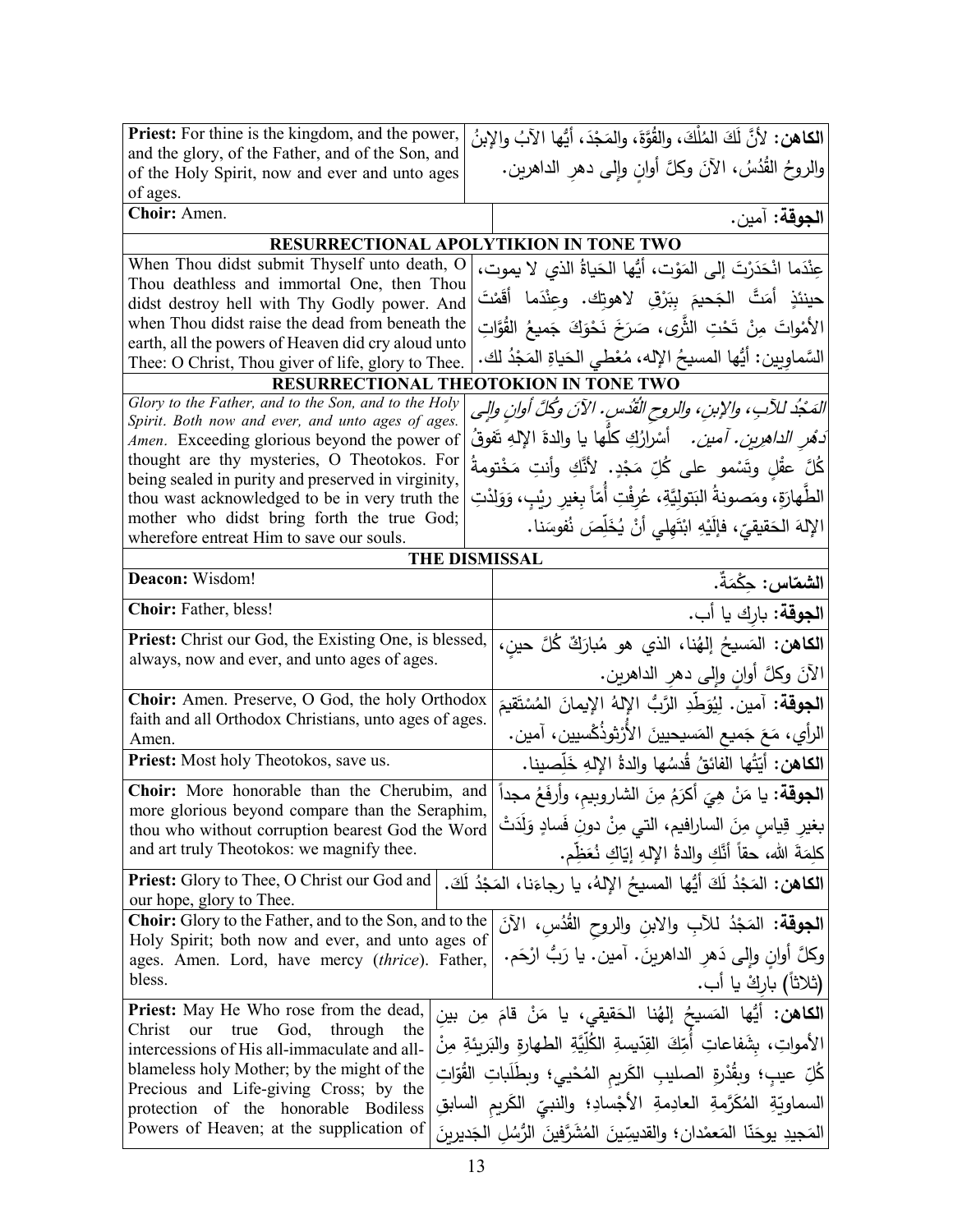| | |
|---|---|
| **Priest:** For thine is the kingdom, and the power, and the glory, of the Father, and of the Son, and of the Holy Spirit, now and ever and unto ages of ages. | **الكاهن:** لأَنَّ لَكَ المُلْكَ، والقُوَّةَ، والمَجْدَ، أيُّها الآبُ والإبنُ والروحُ القُدُسُ، الآنَ وكلَّ أوانٍ وإلى دهرِ الداهرين. |
| **Choir:** Amen. | **الجوقة:** آمين. |

## RESURRECTIONAL APOLYTIKION IN TONE TWO

| | |
|---|---|
| When Thou didst submit Thyself unto death, O Thou deathless and immortal One, then Thou didst destroy hell with Thy Godly power. And when Thou didst raise the dead from beneath the earth, all the powers of Heaven did cry aloud unto Thee: O Christ, Thou giver of life, glory to Thee. | عِنْدَما انْحَدَرْتَ إلى المَوْت، أيُّها الحَياةُ الذي لا يموت، حينئذٍ أَمَتَّ الجَحيمَ بِبَرْقِ لاهوتِك. وعِنْدَما أَقَمْتَ الأمْواتَ مِنْ تَحْتِ الثَّرى، صَرَخَ نَحْوَكَ جَميعُ القُوّاتِ السَّماوِيين: أيُّها المسيحُ الإله، مُعْطي الحَياةِ المَجْدُ لك. |

## RESURRECTIONAL THEOTOKION IN TONE TWO

| | |
|---|---|
| *Glory to the Father, and to the Son, and to the Holy Spirit. Both now and ever, and unto ages of ages. Amen.* Exceeding glorious beyond the power of thought are thy mysteries, O Theotokos. For being sealed in purity and preserved in virginity, thou wast acknowledged to be in very truth the mother who didst bring forth the true God; wherefore entreat Him to save our souls. | *المَجْدُ للآبِ، والإبنِ، والروحِ القُدُسِ. الآنَ وكُلَّ أوانٍ وإلى دَهْرِ الداهِرين. آمين.* أسْرارُكِ كلُّها يا والدةَ الإلهِ تَفوقُ كُلَّ عقْلٍ وتَسْمو على كُلِّ مَجْدٍ. لأنَّكِ وأنتِ مَخْتومةُ الطَّهارَةِ، ومَصونةُ البَتوليَّةِ، عُرِفْتِ أُمّاً بغيرِ ريْبٍ، وَوَلَدْتِ الإلهَ الحَقيقيّ، فإلَيْهِ ابْتَهِلي أنْ يُخَلِّصَ نُفوسَنا. |

## THE DISMISSAL

| | |
|---|---|
| **Deacon:** Wisdom! | **الشمّاس:** حِكْمَةٌ. |
| **Choir:** Father, bless! | **الجوقة:** بارِك يا أب. |
| **Priest:** Christ our God, the Existing One, is blessed, always, now and ever, and unto ages of ages. | **الكاهن:** المَسيحُ إلهُنا، الذي هو مُبارَكٌ كُلَّ حينٍ، الآنَ وكلَّ أوانٍ وإلى دهرِ الداهرين. |
| **Choir:** Amen. Preserve, O God, the holy Orthodox faith and all Orthodox Christians, unto ages of ages. Amen. | **الجوقة:** آمين. لِيُوَطِّدِ الرَّبُّ الإلهُ الإيمانَ المُسْتَقيمَ الرأيِ، مَعَ جَميعِ المَسيحيينَ الأُرْثوذُكْسيين، آمين. |
| **Priest:** Most holy Theotokos, save us. | **الكاهن:** أيّتُها الفائقُ قُدسُها والدةُ الإلهِ خَلِّصينا. |
| **Choir:** More honorable than the Cherubim, and more glorious beyond compare than the Seraphim, thou who without corruption bearest God the Word and art truly Theotokos: we magnify thee. | **الجوقة:** يا مَنْ هِيَ أكرَمُ مِنَ الشاروبيم، وأرفَعُ مجداً بغيرِ قِياسٍ مِنَ السارافيم، التي مِنْ دونِ فَسادٍ وَلَدَتْ كلِمَةَ الله، حقاً أنَّكِ والدةُ الإلهِ إيّاكِ نُعَظِّم. |
| **Priest:** Glory to Thee, O Christ our God and our hope, glory to Thee. | **الكاهن:** المَجْدُ لَكَ أيُّها المسيحُ الإلهُ، يا رجاءَنا، المَجْدُ لَكَ. |
| **Choir:** Glory to the Father, and to the Son, and to the Holy Spirit; both now and ever, and unto ages of ages. Amen. Lord, have mercy (*thrice*). Father, bless. | **الجوقة:** المَجْدُ للآبِ والابنِ والروحِ القُدُسِ، الآنَ وكلَّ أوانٍ وإلى دَهرِ الداهرينَ. آمين. يا رَبُّ ارْحَم. (ثلاثاً) بارِكْ يا أب. |
| **Priest:** May He Who rose from the dead, Christ our true God, through the intercessions of His all-immaculate and all-blameless holy Mother; by the might of the Precious and Life-giving Cross; by the protection of the honorable Bodiless Powers of Heaven; at the supplication of | **الكاهن:** أيُّها المَسيحُ إلهُنا الحَقيقي، يا مَنْ قامَ مِن بينِ الأمواتِ، بِشَفاعاتِ أُمِّكَ القِدّيسةِ الكُلِّيَّةِ الطهارةِ والبَريئةِ مِنْ كُلِّ عيبٍ؛ وبِقُدْرةِ الصليبِ الكَريمِ المُحْيي؛ وبطَلَباتِ القُوّاتِ السماويّةِ المُكَرَّمةِ العادِمةِ الأجْسادِ؛ والنبيِّ الكَريمِ السابقِ المَجيدِ يوحَنّا المَعمْدان؛ والقديسِّينَ المُشَرَّفينَ الرُّسُلِ الجَديرينَ |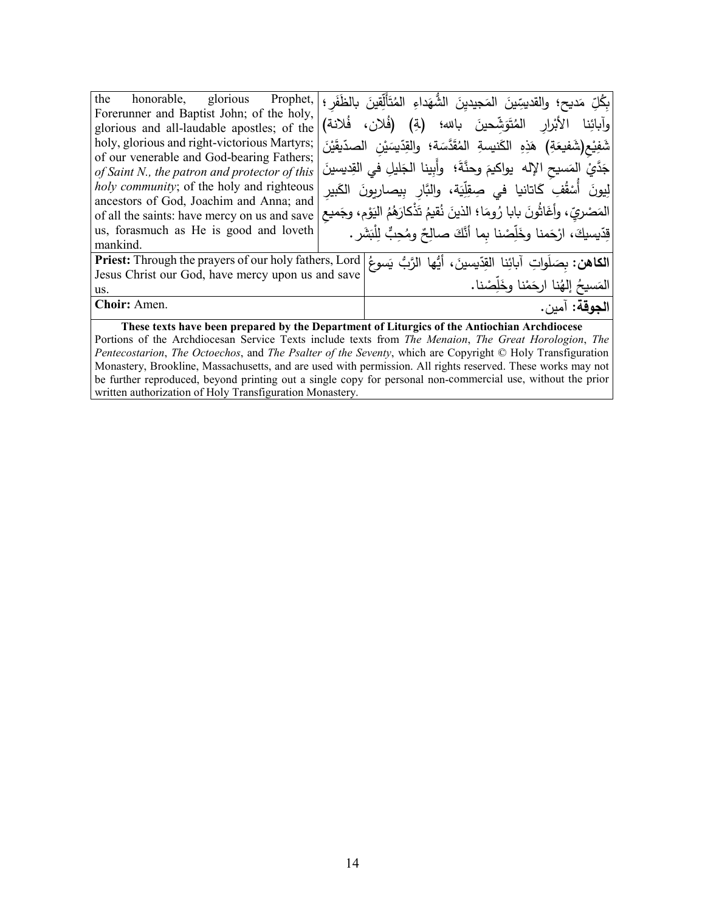| | |
|---|---|
| the honorable, glorious Prophet, Forerunner and Baptist John; of the holy, glorious and all-laudable apostles; of the holy, glorious and right-victorious Martyrs; of our venerable and God-bearing Fathers; *of Saint N., the patron and protector of this holy community*; of the holy and righteous ancestors of God, Joachim and Anna; and of all the saints: have mercy on us and save us, forasmuch as He is good and loveth mankind. | بِكُلِّ مَديح؛ والقديسِّينَ المَجيدينَ الشُّهَداءِ المُتَأَلِّقينَ بالظَفَرِ؛ وآبائِنا الأبْرارِ المُتَوَشِّحينَ بالله؛ (ةِ) (فُلان، فُلانة) شَفِيْع(شَفيعَةِ) هَذِهِ الكَنيسةِ المُقَدَّسَة؛ والقِدّيسَيْنِ الصدّيقَيْنَ جَدَّيْ المَسيحِ الإله يواكيمَ وحنَّةَ؛ وأَبينا الجَليلِ في القِديسينَ لِيونَ أُسْقُفِ كَاتانيا في صِقِلِّيَة، والبَّارِ بيصاريونَ الكَبيرِ المَصْريِّ، وأَغَاثُونَ بابا رُومَا؛ الذينَ نُقيمُ تَذْكارَهُمُ اليَوْم، وجَميعِ قِدّيسيكَ، ارْحَمنا وخَلِّصْنا بِما أنَّكَ صالِحٌ ومُحِبٌّ لِلْبَشَر. |
| **Priest:** Through the prayers of our holy fathers, Lord Jesus Christ our God, have mercy upon us and save us. | **الكاهن:** بِصَلَواتِ آبائِنا القِدّيسينَ، أَيُّها الرَّبُّ يَسوعُ المَسيحُ إلهُنا ارحَمْنا وخَلِّصْنا. |
| **Choir:** Amen. | **الجوقة:** آمين. |

**These texts have been prepared by the Department of Liturgics of the Antiochian Archdiocese**

Portions of the Archdiocesan Service Texts include texts from *The Menaion*, *The Great Horologion*, *The Pentecostarion*, *The Octoechos*, and *The Psalter of the Seventy*, which are Copyright © Holy Transfiguration Monastery, Brookline, Massachusetts, and are used with permission. All rights reserved. These works may not be further reproduced, beyond printing out a single copy for personal non-commercial use, without the prior written authorization of Holy Transfiguration Monastery.